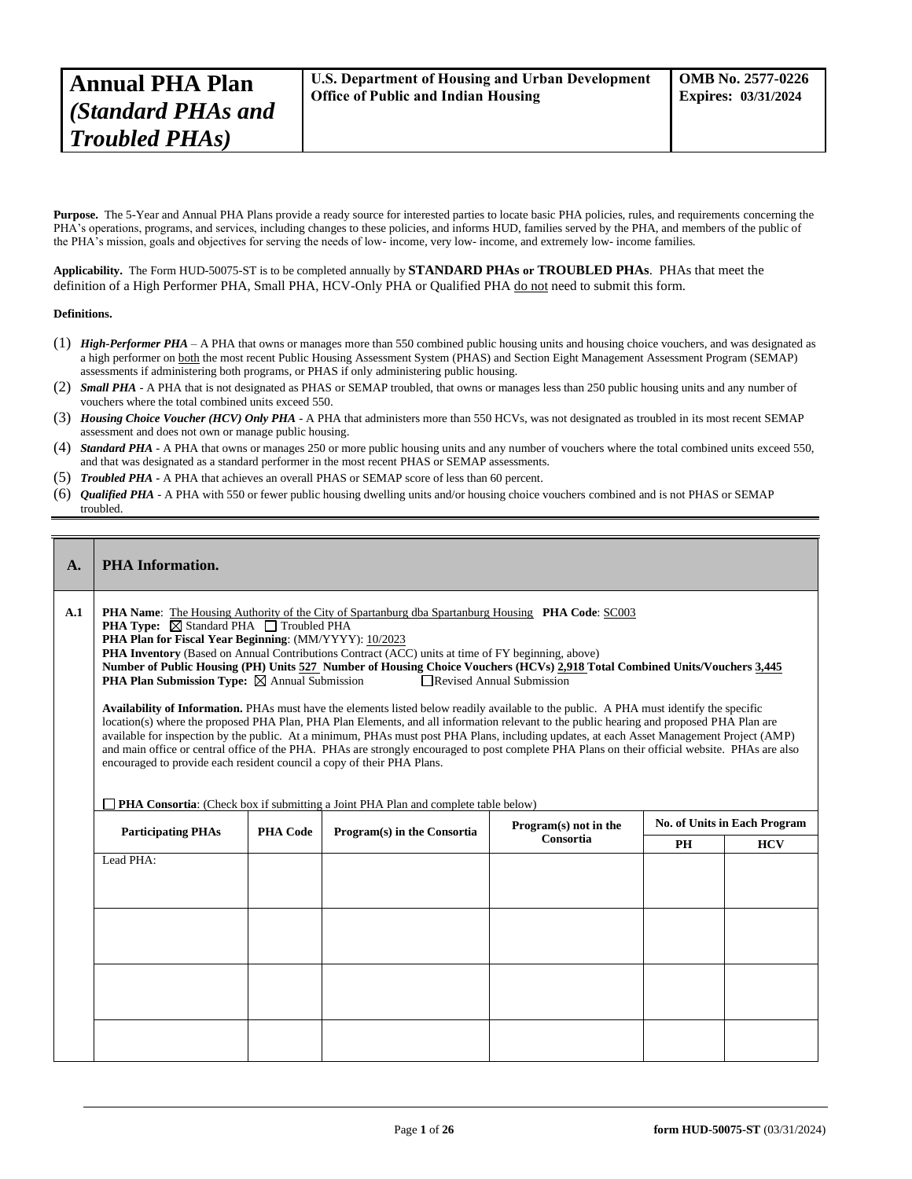# Annual PHA Plan *(Standard PHAs and Troubled PHAs)*

**U.S. Department of Housing and Urban Development**
**Office of Public and Indian Housing**

**OMB No. 2577-0226**
**Expires: 03/31/2024**

**Purpose.** The 5-Year and Annual PHA Plans provide a ready source for interested parties to locate basic PHA policies, rules, and requirements concerning the PHA's operations, programs, and services, including changes to these policies, and informs HUD, families served by the PHA, and members of the public of the PHA's mission, goals and objectives for serving the needs of low- income, very low- income, and extremely low- income families.

**Applicability.** The Form HUD-50075-ST is to be completed annually by **STANDARD PHAs or TROUBLED PHAs**. PHAs that meet the definition of a High Performer PHA, Small PHA, HCV-Only PHA or Qualified PHA <u>do not</u> need to submit this form.

**Definitions.**

(1) ***High-Performer PHA*** – A PHA that owns or manages more than 550 combined public housing units and housing choice vouchers, and was designated as a high performer on <u>both</u> the most recent Public Housing Assessment System (PHAS) and Section Eight Management Assessment Program (SEMAP) assessments if administering both programs, or PHAS if only administering public housing.

(2) ***Small PHA*** - A PHA that is not designated as PHAS or SEMAP troubled, that owns or manages less than 250 public housing units and any number of vouchers where the total combined units exceed 550.

(3) ***Housing Choice Voucher (HCV) Only PHA*** - A PHA that administers more than 550 HCVs, was not designated as troubled in its most recent SEMAP assessment and does not own or manage public housing.

(4) ***Standard PHA*** - A PHA that owns or manages 250 or more public housing units and any number of vouchers where the total combined units exceed 550, and that was designated as a standard performer in the most recent PHAS or SEMAP assessments.

(5) ***Troubled PHA*** - A PHA that achieves an overall PHAS or SEMAP score of less than 60 percent.

(6) ***Qualified PHA*** - A PHA with 550 or fewer public housing dwelling units and/or housing choice vouchers combined and is not PHAS or SEMAP troubled.

## A. PHA Information.

**A.1**

**PHA Name**: <u>The Housing Authority of the City of Spartanburg dba Spartanburg Housing</u> **PHA Code**: <u>SC003</u>

**PHA Type:** ☒ Standard PHA ☐ Troubled PHA

**PHA Plan for Fiscal Year Beginning**: (MM/YYYY): <u>10/2023</u>

**PHA Inventory** (Based on Annual Contributions Contract (ACC) units at time of FY beginning, above)

**Number of Public Housing (PH) Units <u>527</u> Number of Housing Choice Vouchers (HCVs) <u>2,918</u> Total Combined Units/Vouchers <u>3,445</u>**

**PHA Plan Submission Type:** ☒ Annual Submission ☐ Revised Annual Submission

**Availability of Information.** PHAs must have the elements listed below readily available to the public. A PHA must identify the specific location(s) where the proposed PHA Plan, PHA Plan Elements, and all information relevant to the public hearing and proposed PHA Plan are available for inspection by the public. At a minimum, PHAs must post PHA Plans, including updates, at each Asset Management Project (AMP) and main office or central office of the PHA. PHAs are strongly encouraged to post complete PHA Plans on their official website. PHAs are also encouraged to provide each resident council a copy of their PHA Plans.

☐ **PHA Consortia**: (Check box if submitting a Joint PHA Plan and complete table below)

| Participating PHAs | PHA Code | Program(s) in the Consortia | Program(s) not in the Consortia | No. of Units in Each Program | |
|---|---|---|---|---|---|
| | | | | PH | HCV |
| Lead PHA: | | | | | |
| | | | | | |
| | | | | | |
| | | | | | |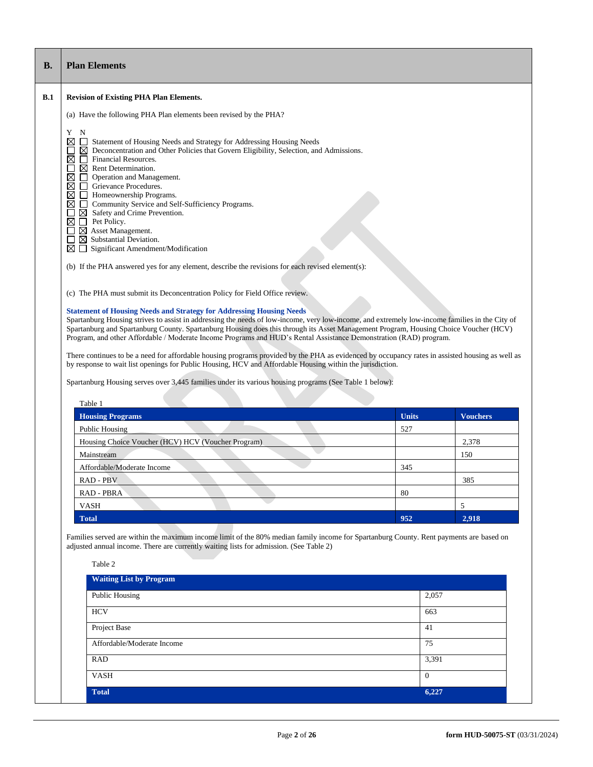| **B.** | **Plan Elements** |
|---|---|

**B.1 Revision of Existing PHA Plan Elements.**

(a) Have the following PHA Plan elements been revised by the PHA?

Y N
☒ ☐ Statement of Housing Needs and Strategy for Addressing Housing Needs
☐ ☒ Deconcentration and Other Policies that Govern Eligibility, Selection, and Admissions.
☒ ☐ Financial Resources.
☐ ☒ Rent Determination.
☒ ☐ Operation and Management.
☒ ☐ Grievance Procedures.
☒ ☐ Homeownership Programs.
☒ ☐ Community Service and Self-Sufficiency Programs.
☐ ☒ Safety and Crime Prevention.
☒ ☐ Pet Policy.
☐ ☒ Asset Management.
☐ ☒ Substantial Deviation.
☒ ☐ Significant Amendment/Modification

(b) If the PHA answered yes for any element, describe the revisions for each revised element(s):

(c) The PHA must submit its Deconcentration Policy for Field Office review.

**Statement of Housing Needs and Strategy for Addressing Housing Needs**

Spartanburg Housing strives to assist in addressing the needs of low-income, very low-income, and extremely low-income families in the City of Spartanburg and Spartanburg County. Spartanburg Housing does this through its Asset Management Program, Housing Choice Voucher (HCV) Program, and other Affordable / Moderate Income Programs and HUD's Rental Assistance Demonstration (RAD) program.

There continues to be a need for affordable housing programs provided by the PHA as evidenced by occupancy rates in assisted housing as well as by response to wait list openings for Public Housing, HCV and Affordable Housing within the jurisdiction.

Spartanburg Housing serves over 3,445 families under its various housing programs (See Table 1 below):

Table 1

| Housing Programs | Units | Vouchers |
|---|---|---|
| Public Housing | 527 | |
| Housing Choice Voucher (HCV) HCV (Voucher Program) | | 2,378 |
| Mainstream | | 150 |
| Affordable/Moderate Income | 345 | |
| RAD - PBV | | 385 |
| RAD - PBRA | 80 | |
| VASH | | 5 |
| **Total** | **952** | **2,918** |

Families served are within the maximum income limit of the 80% median family income for Spartanburg County. Rent payments are based on adjusted annual income. There are currently waiting lists for admission. (See Table 2)

Table 2

| Waiting List by Program | |
|---|---|
| Public Housing | 2,057 |
| HCV | 663 |
| Project Base | 41 |
| Affordable/Moderate Income | 75 |
| RAD | 3,391 |
| VASH | 0 |
| **Total** | **6,227** |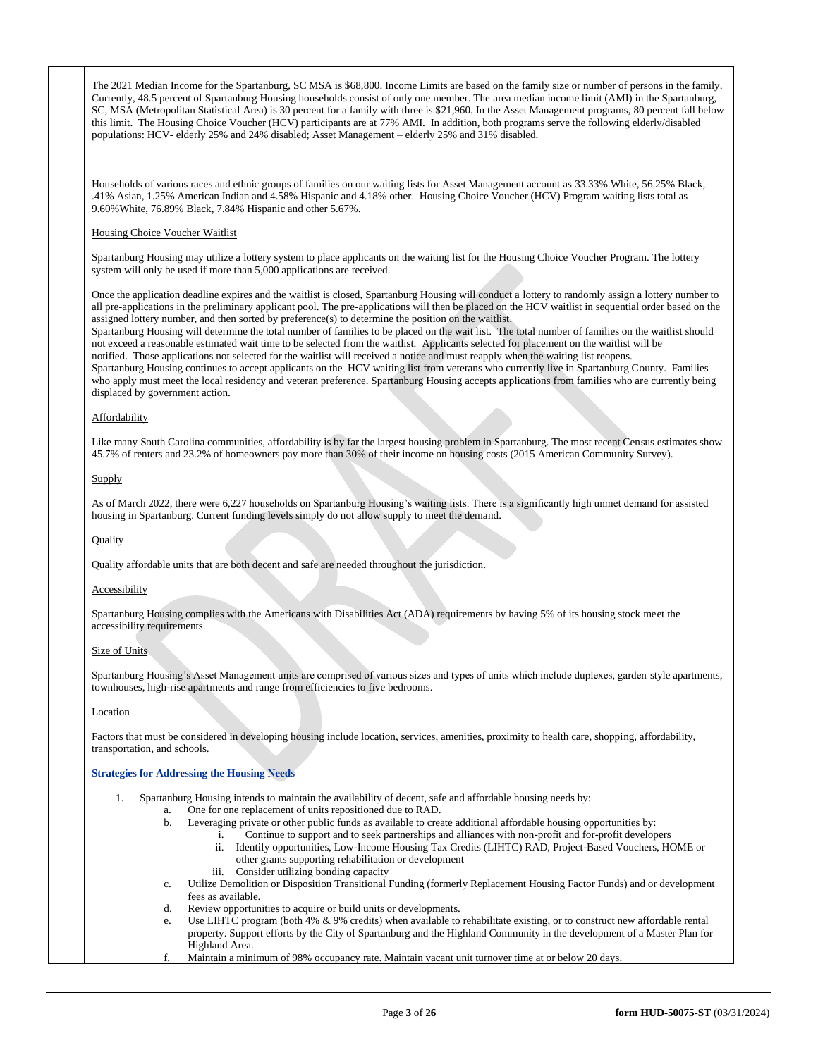The 2021 Median Income for the Spartanburg, SC MSA is $68,800. Income Limits are based on the family size or number of persons in the family. Currently, 48.5 percent of Spartanburg Housing households consist of only one member. The area median income limit (AMI) in the Spartanburg, SC, MSA (Metropolitan Statistical Area) is 30 percent for a family with three is $21,960. In the Asset Management programs, 80 percent fall below this limit. The Housing Choice Voucher (HCV) participants are at 77% AMI. In addition, both programs serve the following elderly/disabled populations: HCV- elderly 25% and 24% disabled; Asset Management – elderly 25% and 31% disabled.

Households of various races and ethnic groups of families on our waiting lists for Asset Management account as 33.33% White, 56.25% Black, .41% Asian, 1.25% American Indian and 4.58% Hispanic and 4.18% other. Housing Choice Voucher (HCV) Program waiting lists total as 9.60%White, 76.89% Black, 7.84% Hispanic and other 5.67%.

Housing Choice Voucher Waitlist

Spartanburg Housing may utilize a lottery system to place applicants on the waiting list for the Housing Choice Voucher Program. The lottery system will only be used if more than 5,000 applications are received.

Once the application deadline expires and the waitlist is closed, Spartanburg Housing will conduct a lottery to randomly assign a lottery number to all pre-applications in the preliminary applicant pool. The pre-applications will then be placed on the HCV waitlist in sequential order based on the assigned lottery number, and then sorted by preference(s) to determine the position on the waitlist.
Spartanburg Housing will determine the total number of families to be placed on the wait list. The total number of families on the waitlist should not exceed a reasonable estimated wait time to be selected from the waitlist. Applicants selected for placement on the waitlist will be notified. Those applications not selected for the waitlist will received a notice and must reapply when the waiting list reopens.
Spartanburg Housing continues to accept applicants on the HCV waiting list from veterans who currently live in Spartanburg County. Families who apply must meet the local residency and veteran preference. Spartanburg Housing accepts applications from families who are currently being displaced by government action.

Affordability

Like many South Carolina communities, affordability is by far the largest housing problem in Spartanburg. The most recent Census estimates show 45.7% of renters and 23.2% of homeowners pay more than 30% of their income on housing costs (2015 American Community Survey).

Supply

As of March 2022, there were 6,227 households on Spartanburg Housing's waiting lists. There is a significantly high unmet demand for assisted housing in Spartanburg. Current funding levels simply do not allow supply to meet the demand.

Quality

Quality affordable units that are both decent and safe are needed throughout the jurisdiction.

Accessibility

Spartanburg Housing complies with the Americans with Disabilities Act (ADA) requirements by having 5% of its housing stock meet the accessibility requirements.

Size of Units

Spartanburg Housing's Asset Management units are comprised of various sizes and types of units which include duplexes, garden style apartments, townhouses, high-rise apartments and range from efficiencies to five bedrooms.

Location

Factors that must be considered in developing housing include location, services, amenities, proximity to health care, shopping, affordability, transportation, and schools.

**Strategies for Addressing the Housing Needs**

1. Spartanburg Housing intends to maintain the availability of decent, safe and affordable housing needs by:
   a. One for one replacement of units repositioned due to RAD.
   b. Leveraging private or other public funds as available to create additional affordable housing opportunities by:
      i. Continue to support and to seek partnerships and alliances with non-profit and for-profit developers
      ii. Identify opportunities, Low-Income Housing Tax Credits (LIHTC) RAD, Project-Based Vouchers, HOME or other grants supporting rehabilitation or development
      iii. Consider utilizing bonding capacity
   c. Utilize Demolition or Disposition Transitional Funding (formerly Replacement Housing Factor Funds) and or development fees as available.
   d. Review opportunities to acquire or build units or developments.
   e. Use LIHTC program (both 4% & 9% credits) when available to rehabilitate existing, or to construct new affordable rental property. Support efforts by the City of Spartanburg and the Highland Community in the development of a Master Plan for Highland Area.
   f. Maintain a minimum of 98% occupancy rate. Maintain vacant unit turnover time at or below 20 days.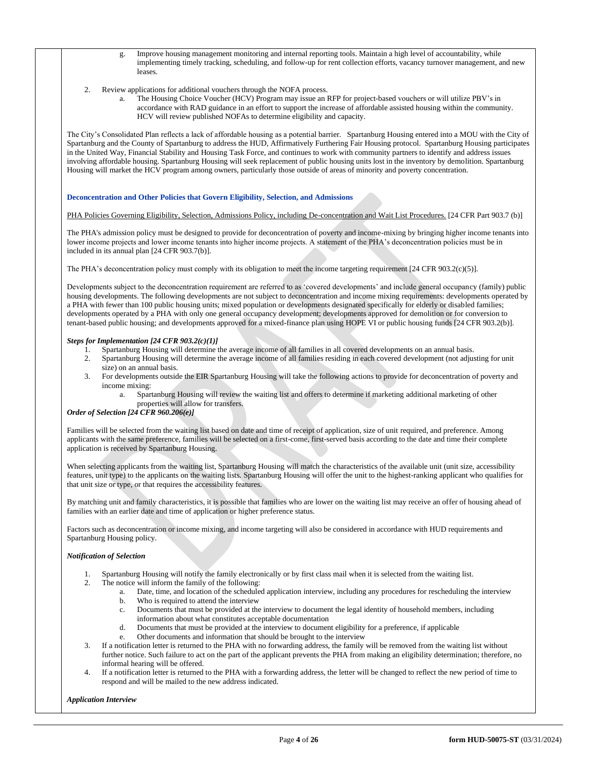g. Improve housing management monitoring and internal reporting tools. Maintain a high level of accountability, while implementing timely tracking, scheduling, and follow-up for rent collection efforts, vacancy turnover management, and new leases.

2. Review applications for additional vouchers through the NOFA process.
   a. The Housing Choice Voucher (HCV) Program may issue an RFP for project-based vouchers or will utilize PBV's in accordance with RAD guidance in an effort to support the increase of affordable assisted housing within the community. HCV will review published NOFAs to determine eligibility and capacity.

The City's Consolidated Plan reflects a lack of affordable housing as a potential barrier. Spartanburg Housing entered into a MOU with the City of Spartanburg and the County of Spartanburg to address the HUD, Affirmatively Furthering Fair Housing protocol. Spartanburg Housing participates in the United Way, Financial Stability and Housing Task Force, and continues to work with community partners to identify and address issues involving affordable housing. Spartanburg Housing will seek replacement of public housing units lost in the inventory by demolition. Spartanburg Housing will market the HCV program among owners, particularly those outside of areas of minority and poverty concentration.

**Deconcentration and Other Policies that Govern Eligibility, Selection, and Admissions**

PHA Policies Governing Eligibility, Selection, Admissions Policy, including De-concentration and Wait List Procedures. [24 CFR Part 903.7 (b)]

The PHA's admission policy must be designed to provide for deconcentration of poverty and income-mixing by bringing higher income tenants into lower income projects and lower income tenants into higher income projects. A statement of the PHA's deconcentration policies must be in included in its annual plan [24 CFR 903.7(b)].

The PHA's deconcentration policy must comply with its obligation to meet the income targeting requirement [24 CFR 903.2(c)(5)].

Developments subject to the deconcentration requirement are referred to as 'covered developments' and include general occupancy (family) public housing developments. The following developments are not subject to deconcentration and income mixing requirements: developments operated by a PHA with fewer than 100 public housing units; mixed population or developments designated specifically for elderly or disabled families; developments operated by a PHA with only one general occupancy development; developments approved for demolition or for conversion to tenant-based public housing; and developments approved for a mixed-finance plan using HOPE VI or public housing funds [24 CFR 903.2(b)].

***Steps for Implementation [24 CFR 903.2(c)(1)]***

1. Spartanburg Housing will determine the average income of all families in all covered developments on an annual basis.
2. Spartanburg Housing will determine the average income of all families residing in each covered development (not adjusting for unit size) on an annual basis.
3. For developments outside the EIR Spartanburg Housing will take the following actions to provide for deconcentration of poverty and income mixing:
   a. Spartanburg Housing will review the waiting list and offers to determine if marketing additional marketing of other properties will allow for transfers.

***Order of Selection [24 CFR 960.206(e)]***

Families will be selected from the waiting list based on date and time of receipt of application, size of unit required, and preference. Among applicants with the same preference, families will be selected on a first-come, first-served basis according to the date and time their complete application is received by Spartanburg Housing.

When selecting applicants from the waiting list, Spartanburg Housing will match the characteristics of the available unit (unit size, accessibility features, unit type) to the applicants on the waiting lists. Spartanburg Housing will offer the unit to the highest-ranking applicant who qualifies for that unit size or type, or that requires the accessibility features.

By matching unit and family characteristics, it is possible that families who are lower on the waiting list may receive an offer of housing ahead of families with an earlier date and time of application or higher preference status.

Factors such as deconcentration or income mixing, and income targeting will also be considered in accordance with HUD requirements and Spartanburg Housing policy.

***Notification of Selection***

1. Spartanburg Housing will notify the family electronically or by first class mail when it is selected from the waiting list.
2. The notice will inform the family of the following:
   a. Date, time, and location of the scheduled application interview, including any procedures for rescheduling the interview
   b. Who is required to attend the interview
   c. Documents that must be provided at the interview to document the legal identity of household members, including information about what constitutes acceptable documentation
   d. Documents that must be provided at the interview to document eligibility for a preference, if applicable
   e. Other documents and information that should be brought to the interview
3. If a notification letter is returned to the PHA with no forwarding address, the family will be removed from the waiting list without further notice. Such failure to act on the part of the applicant prevents the PHA from making an eligibility determination; therefore, no informal hearing will be offered.
4. If a notification letter is returned to the PHA with a forwarding address, the letter will be changed to reflect the new period of time to respond and will be mailed to the new address indicated.

***Application Interview***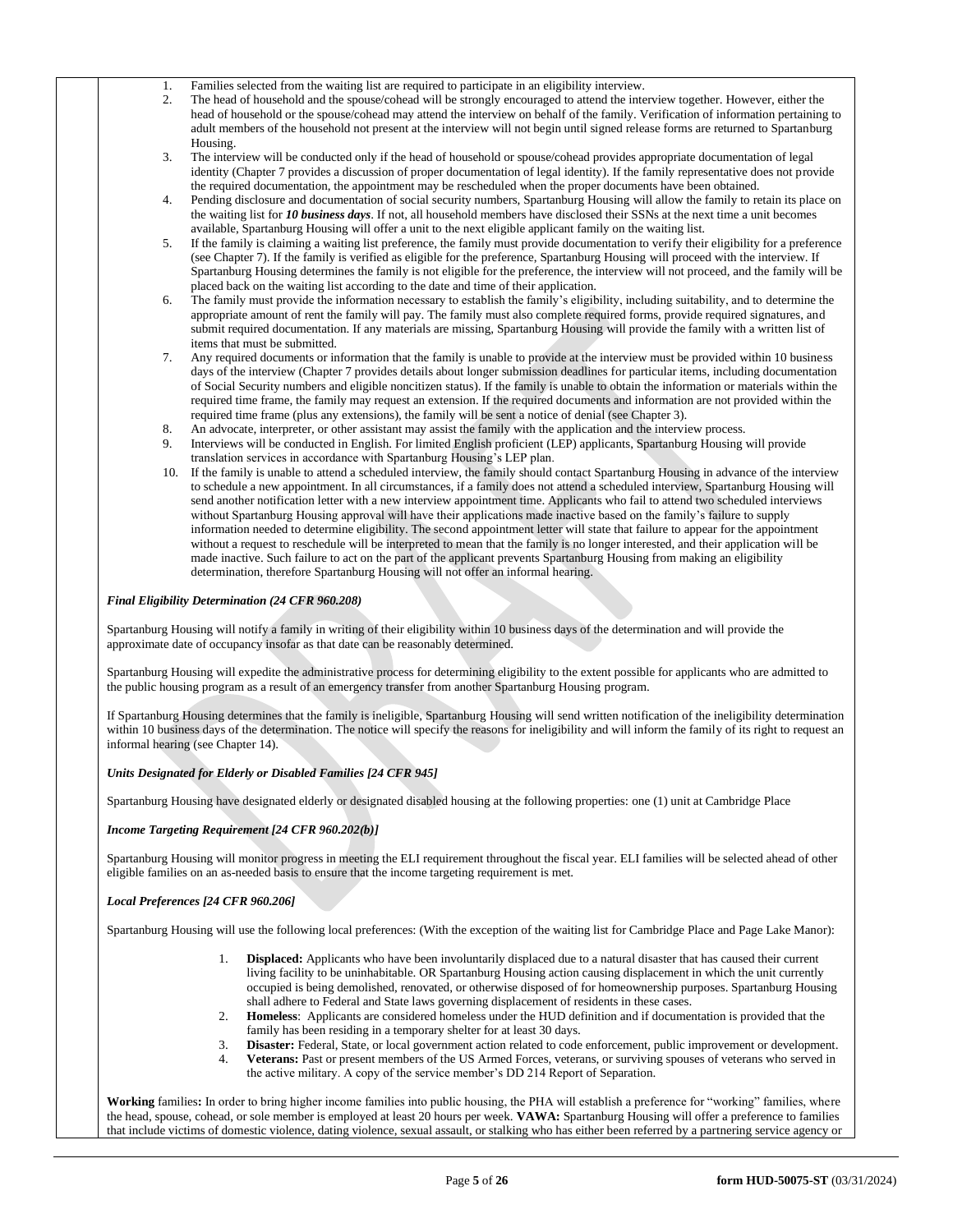1. Families selected from the waiting list are required to participate in an eligibility interview.
2. The head of household and the spouse/cohead will be strongly encouraged to attend the interview together. However, either the head of household or the spouse/cohead may attend the interview on behalf of the family. Verification of information pertaining to adult members of the household not present at the interview will not begin until signed release forms are returned to Spartanburg Housing.
3. The interview will be conducted only if the head of household or spouse/cohead provides appropriate documentation of legal identity (Chapter 7 provides a discussion of proper documentation of legal identity). If the family representative does not provide the required documentation, the appointment may be rescheduled when the proper documents have been obtained.
4. Pending disclosure and documentation of social security numbers, Spartanburg Housing will allow the family to retain its place on the waiting list for ***10 business days***. If not, all household members have disclosed their SSNs at the next time a unit becomes available, Spartanburg Housing will offer a unit to the next eligible applicant family on the waiting list.
5. If the family is claiming a waiting list preference, the family must provide documentation to verify their eligibility for a preference (see Chapter 7). If the family is verified as eligible for the preference, Spartanburg Housing will proceed with the interview. If Spartanburg Housing determines the family is not eligible for the preference, the interview will not proceed, and the family will be placed back on the waiting list according to the date and time of their application.
6. The family must provide the information necessary to establish the family's eligibility, including suitability, and to determine the appropriate amount of rent the family will pay. The family must also complete required forms, provide required signatures, and submit required documentation. If any materials are missing, Spartanburg Housing will provide the family with a written list of items that must be submitted.
7. Any required documents or information that the family is unable to provide at the interview must be provided within 10 business days of the interview (Chapter 7 provides details about longer submission deadlines for particular items, including documentation of Social Security numbers and eligible noncitizen status). If the family is unable to obtain the information or materials within the required time frame, the family may request an extension. If the required documents and information are not provided within the required time frame (plus any extensions), the family will be sent a notice of denial (see Chapter 3).
8. An advocate, interpreter, or other assistant may assist the family with the application and the interview process.
9. Interviews will be conducted in English. For limited English proficient (LEP) applicants, Spartanburg Housing will provide translation services in accordance with Spartanburg Housing's LEP plan.
10. If the family is unable to attend a scheduled interview, the family should contact Spartanburg Housing in advance of the interview to schedule a new appointment. In all circumstances, if a family does not attend a scheduled interview, Spartanburg Housing will send another notification letter with a new interview appointment time. Applicants who fail to attend two scheduled interviews without Spartanburg Housing approval will have their applications made inactive based on the family's failure to supply information needed to determine eligibility. The second appointment letter will state that failure to appear for the appointment without a request to reschedule will be interpreted to mean that the family is no longer interested, and their application will be made inactive. Such failure to act on the part of the applicant prevents Spartanburg Housing from making an eligibility determination, therefore Spartanburg Housing will not offer an informal hearing.

***Final Eligibility Determination (24 CFR 960.208)***

Spartanburg Housing will notify a family in writing of their eligibility within 10 business days of the determination and will provide the approximate date of occupancy insofar as that date can be reasonably determined.

Spartanburg Housing will expedite the administrative process for determining eligibility to the extent possible for applicants who are admitted to the public housing program as a result of an emergency transfer from another Spartanburg Housing program.

If Spartanburg Housing determines that the family is ineligible, Spartanburg Housing will send written notification of the ineligibility determination within 10 business days of the determination. The notice will specify the reasons for ineligibility and will inform the family of its right to request an informal hearing (see Chapter 14).

***Units Designated for Elderly or Disabled Families [24 CFR 945]***

Spartanburg Housing have designated elderly or designated disabled housing at the following properties: one (1) unit at Cambridge Place

***Income Targeting Requirement [24 CFR 960.202(b)]***

Spartanburg Housing will monitor progress in meeting the ELI requirement throughout the fiscal year. ELI families will be selected ahead of other eligible families on an as-needed basis to ensure that the income targeting requirement is met.

***Local Preferences [24 CFR 960.206]***

Spartanburg Housing will use the following local preferences: (With the exception of the waiting list for Cambridge Place and Page Lake Manor):

1. **Displaced:** Applicants who have been involuntarily displaced due to a natural disaster that has caused their current living facility to be uninhabitable. OR Spartanburg Housing action causing displacement in which the unit currently occupied is being demolished, renovated, or otherwise disposed of for homeownership purposes. Spartanburg Housing shall adhere to Federal and State laws governing displacement of residents in these cases.
2. **Homeless**: Applicants are considered homeless under the HUD definition and if documentation is provided that the family has been residing in a temporary shelter for at least 30 days.
3. **Disaster:** Federal, State, or local government action related to code enforcement, public improvement or development.
4. **Veterans:** Past or present members of the US Armed Forces, veterans, or surviving spouses of veterans who served in the active military. A copy of the service member's DD 214 Report of Separation.

**Working** families**:** In order to bring higher income families into public housing, the PHA will establish a preference for "working" families, where the head, spouse, cohead, or sole member is employed at least 20 hours per week. **VAWA:** Spartanburg Housing will offer a preference to families that include victims of domestic violence, dating violence, sexual assault, or stalking who has either been referred by a partnering service agency or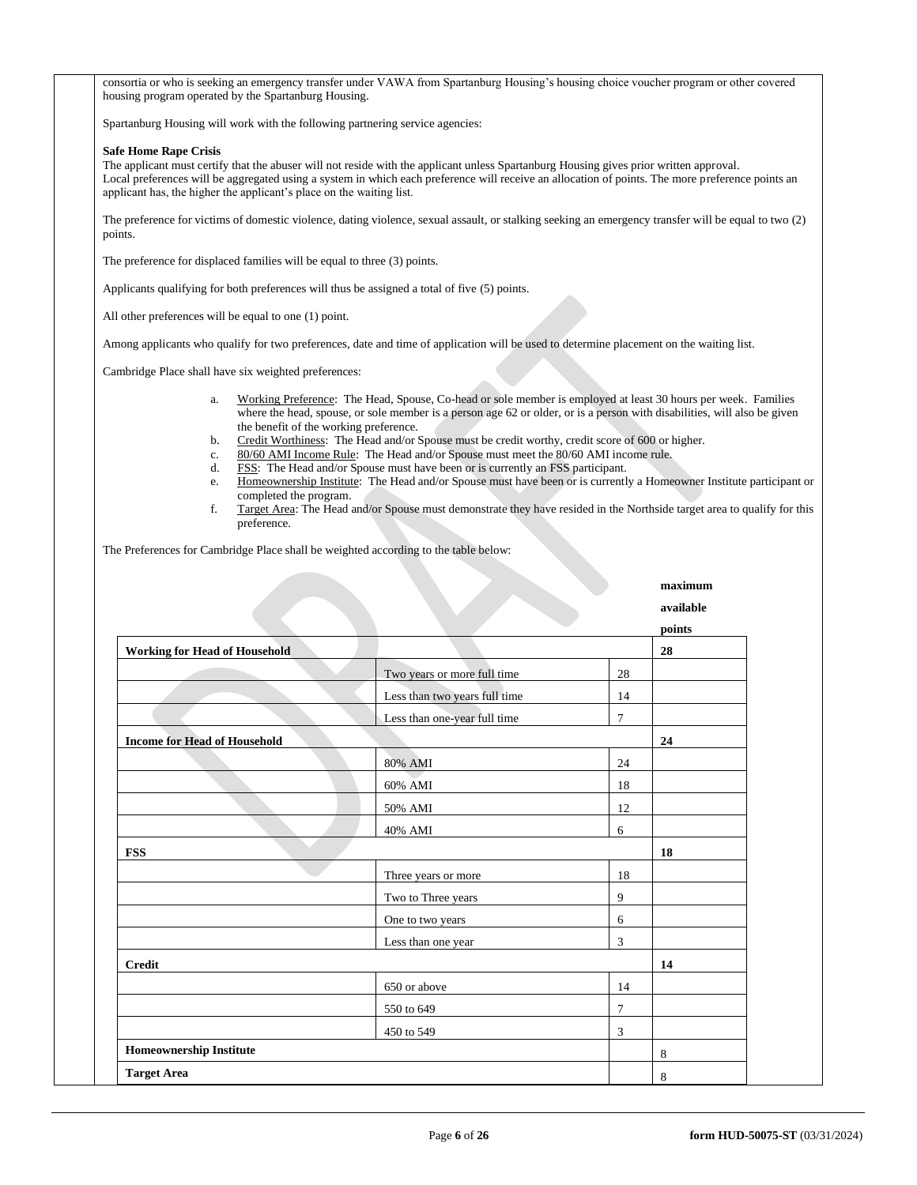consortia or who is seeking an emergency transfer under VAWA from Spartanburg Housing's housing choice voucher program or other covered housing program operated by the Spartanburg Housing.

Spartanburg Housing will work with the following partnering service agencies:

**Safe Home Rape Crisis**

The applicant must certify that the abuser will not reside with the applicant unless Spartanburg Housing gives prior written approval. Local preferences will be aggregated using a system in which each preference will receive an allocation of points. The more preference points an applicant has, the higher the applicant's place on the waiting list.

The preference for victims of domestic violence, dating violence, sexual assault, or stalking seeking an emergency transfer will be equal to two (2) points.

The preference for displaced families will be equal to three (3) points.

Applicants qualifying for both preferences will thus be assigned a total of five (5) points.

All other preferences will be equal to one (1) point.

Among applicants who qualify for two preferences, date and time of application will be used to determine placement on the waiting list.

Cambridge Place shall have six weighted preferences:

a. Working Preference: The Head, Spouse, Co-head or sole member is employed at least 30 hours per week. Families where the head, spouse, or sole member is a person age 62 or older, or is a person with disabilities, will also be given the benefit of the working preference.
b. Credit Worthiness: The Head and/or Spouse must be credit worthy, credit score of 600 or higher.
c. 80/60 AMI Income Rule: The Head and/or Spouse must meet the 80/60 AMI income rule.
d. FSS: The Head and/or Spouse must have been or is currently an FSS participant.
e. Homeownership Institute: The Head and/or Spouse must have been or is currently a Homeowner Institute participant or completed the program.
f. Target Area: The Head and/or Spouse must demonstrate they have resided in the Northside target area to qualify for this preference.

The Preferences for Cambridge Place shall be weighted according to the table below:

| | | | maximum available points |
|---|---|---|---|
| **Working for Head of Household** | | | **28** |
| | Two years or more full time | 28 | |
| | Less than two years full time | 14 | |
| | Less than one-year full time | 7 | |
| **Income for Head of Household** | | | **24** |
| | 80% AMI | 24 | |
| | 60% AMI | 18 | |
| | 50% AMI | 12 | |
| | 40% AMI | 6 | |
| **FSS** | | | **18** |
| | Three years or more | 18 | |
| | Two to Three years | 9 | |
| | One to two years | 6 | |
| | Less than one year | 3 | |
| **Credit** | | | **14** |
| | 650 or above | 14 | |
| | 550 to 649 | 7 | |
| | 450 to 549 | 3 | |
| **Homeownership Institute** | | | 8 |
| **Target Area** | | | 8 |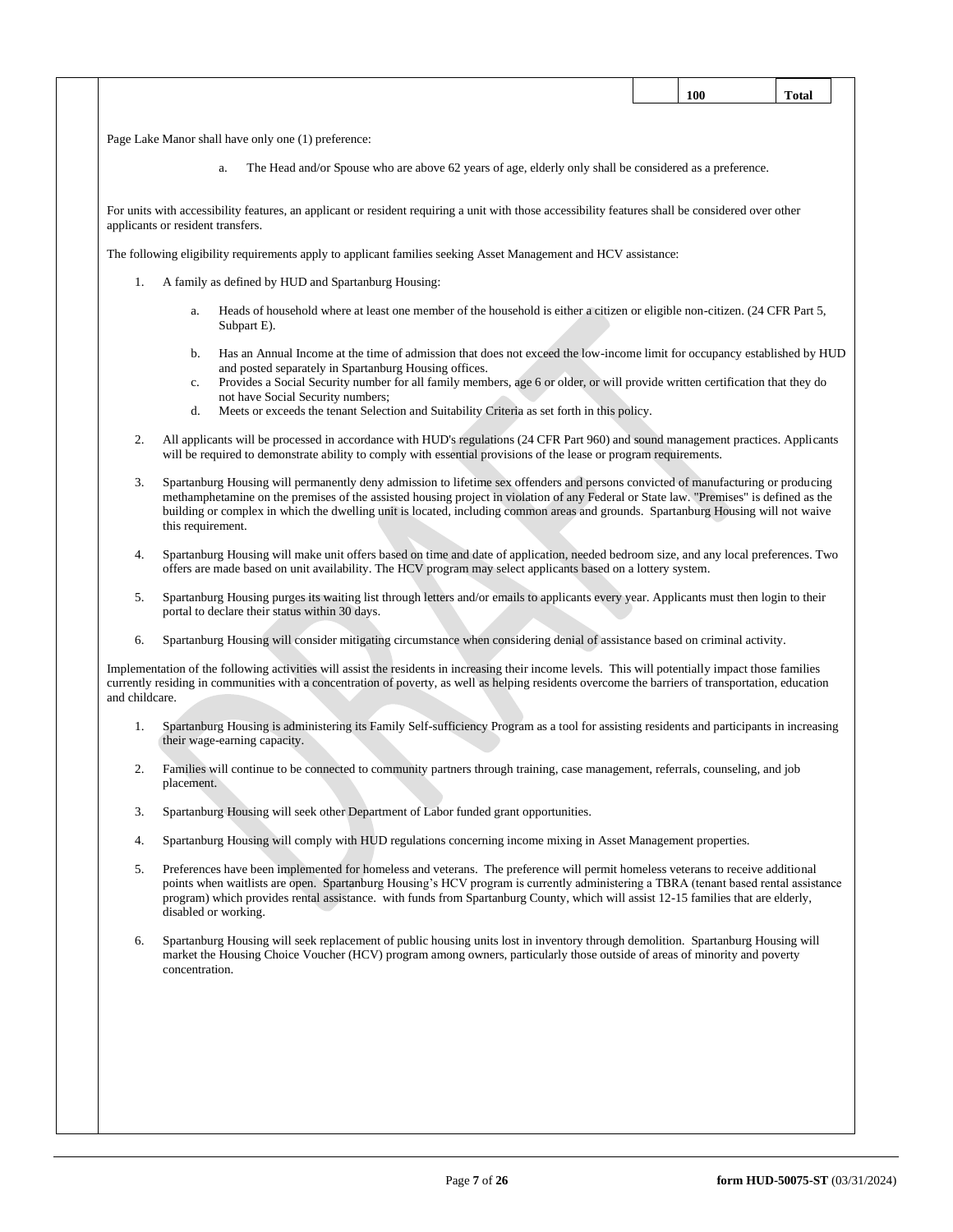| | 100 | Total |
|---|---|---|

Page Lake Manor shall have only one (1) preference:

a. The Head and/or Spouse who are above 62 years of age, elderly only shall be considered as a preference.

For units with accessibility features, an applicant or resident requiring a unit with those accessibility features shall be considered over other applicants or resident transfers.

The following eligibility requirements apply to applicant families seeking Asset Management and HCV assistance:

1. A family as defined by HUD and Spartanburg Housing:

    a. Heads of household where at least one member of the household is either a citizen or eligible non-citizen. (24 CFR Part 5, Subpart E).

    b. Has an Annual Income at the time of admission that does not exceed the low-income limit for occupancy established by HUD and posted separately in Spartanburg Housing offices.
    c. Provides a Social Security number for all family members, age 6 or older, or will provide written certification that they do not have Social Security numbers;
    d. Meets or exceeds the tenant Selection and Suitability Criteria as set forth in this policy.

2. All applicants will be processed in accordance with HUD's regulations (24 CFR Part 960) and sound management practices. Applicants will be required to demonstrate ability to comply with essential provisions of the lease or program requirements.

3. Spartanburg Housing will permanently deny admission to lifetime sex offenders and persons convicted of manufacturing or producing methamphetamine on the premises of the assisted housing project in violation of any Federal or State law. "Premises" is defined as the building or complex in which the dwelling unit is located, including common areas and grounds. Spartanburg Housing will not waive this requirement.

4. Spartanburg Housing will make unit offers based on time and date of application, needed bedroom size, and any local preferences. Two offers are made based on unit availability. The HCV program may select applicants based on a lottery system.

5. Spartanburg Housing purges its waiting list through letters and/or emails to applicants every year. Applicants must then login to their portal to declare their status within 30 days.

6. Spartanburg Housing will consider mitigating circumstance when considering denial of assistance based on criminal activity.

Implementation of the following activities will assist the residents in increasing their income levels. This will potentially impact those families currently residing in communities with a concentration of poverty, as well as helping residents overcome the barriers of transportation, education and childcare.

1. Spartanburg Housing is administering its Family Self-sufficiency Program as a tool for assisting residents and participants in increasing their wage-earning capacity.

2. Families will continue to be connected to community partners through training, case management, referrals, counseling, and job placement.

3. Spartanburg Housing will seek other Department of Labor funded grant opportunities.

4. Spartanburg Housing will comply with HUD regulations concerning income mixing in Asset Management properties.

5. Preferences have been implemented for homeless and veterans. The preference will permit homeless veterans to receive additional points when waitlists are open. Spartanburg Housing's HCV program is currently administering a TBRA (tenant based rental assistance program) which provides rental assistance. with funds from Spartanburg County, which will assist 12-15 families that are elderly, disabled or working.

6. Spartanburg Housing will seek replacement of public housing units lost in inventory through demolition. Spartanburg Housing will market the Housing Choice Voucher (HCV) program among owners, particularly those outside of areas of minority and poverty concentration.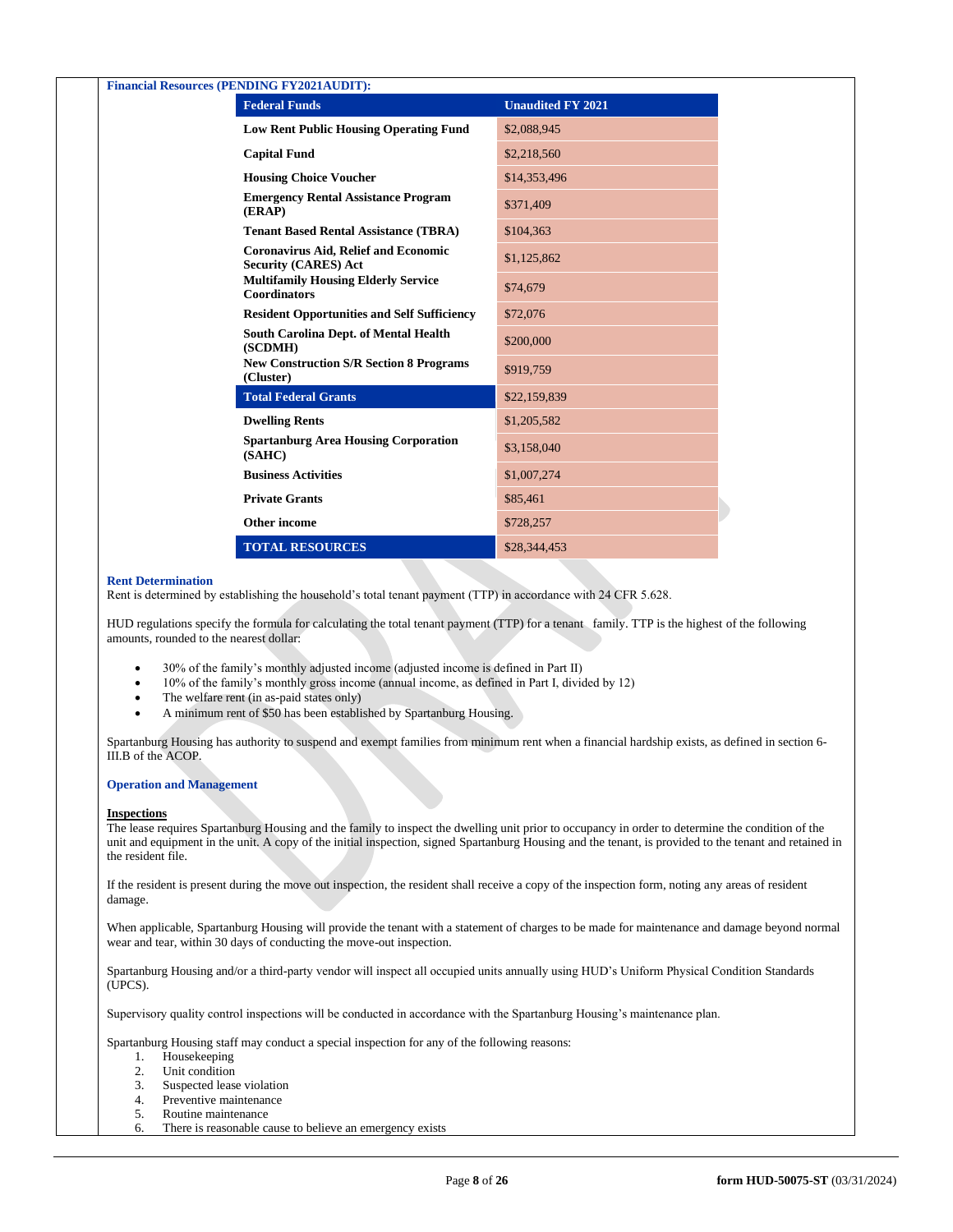**Financial Resources (PENDING FY2021AUDIT):**

| Federal Funds | Unaudited FY 2021 |
|---|---|
| Low Rent Public Housing Operating Fund | $2,088,945 |
| Capital Fund | $2,218,560 |
| Housing Choice Voucher | $14,353,496 |
| Emergency Rental Assistance Program (ERAP) | $371,409 |
| Tenant Based Rental Assistance (TBRA) | $104,363 |
| Coronavirus Aid, Relief and Economic Security (CARES) Act | $1,125,862 |
| Multifamily Housing Elderly Service Coordinators | $74,679 |
| Resident Opportunities and Self Sufficiency | $72,076 |
| South Carolina Dept. of Mental Health (SCDMH) | $200,000 |
| New Construction S/R Section 8 Programs (Cluster) | $919,759 |
| **Total Federal Grants** | $22,159,839 |
| Dwelling Rents | $1,205,582 |
| Spartanburg Area Housing Corporation (SAHC) | $3,158,040 |
| Business Activities | $1,007,274 |
| Private Grants | $85,461 |
| Other income | $728,257 |
| **TOTAL RESOURCES** | $28,344,453 |

**Rent Determination**

Rent is determined by establishing the household's total tenant payment (TTP) in accordance with 24 CFR 5.628.

HUD regulations specify the formula for calculating the total tenant payment (TTP) for a tenant family. TTP is the highest of the following amounts, rounded to the nearest dollar:

- 30% of the family's monthly adjusted income (adjusted income is defined in Part II)
- 10% of the family's monthly gross income (annual income, as defined in Part I, divided by 12)
- The welfare rent (in as-paid states only)
- A minimum rent of $50 has been established by Spartanburg Housing.

Spartanburg Housing has authority to suspend and exempt families from minimum rent when a financial hardship exists, as defined in section 6-III.B of the ACOP.

**Operation and Management**

**Inspections**

The lease requires Spartanburg Housing and the family to inspect the dwelling unit prior to occupancy in order to determine the condition of the unit and equipment in the unit. A copy of the initial inspection, signed Spartanburg Housing and the tenant, is provided to the tenant and retained in the resident file.

If the resident is present during the move out inspection, the resident shall receive a copy of the inspection form, noting any areas of resident damage.

When applicable, Spartanburg Housing will provide the tenant with a statement of charges to be made for maintenance and damage beyond normal wear and tear, within 30 days of conducting the move-out inspection.

Spartanburg Housing and/or a third-party vendor will inspect all occupied units annually using HUD's Uniform Physical Condition Standards (UPCS).

Supervisory quality control inspections will be conducted in accordance with the Spartanburg Housing's maintenance plan.

Spartanburg Housing staff may conduct a special inspection for any of the following reasons:

1. Housekeeping
2. Unit condition
3. Suspected lease violation
4. Preventive maintenance
5. Routine maintenance
6. There is reasonable cause to believe an emergency exists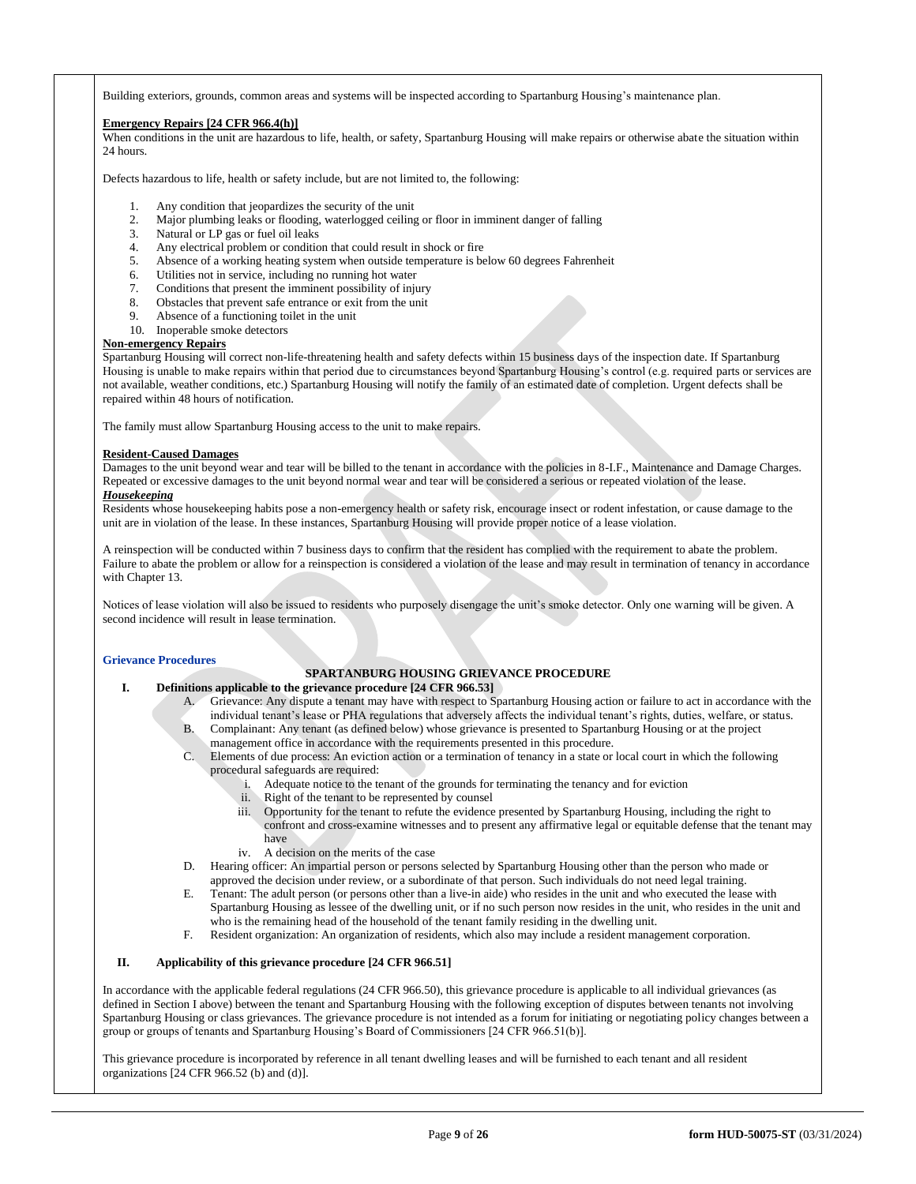Building exteriors, grounds, common areas and systems will be inspected according to Spartanburg Housing's maintenance plan.

**Emergency Repairs [24 CFR 966.4(h)]**

When conditions in the unit are hazardous to life, health, or safety, Spartanburg Housing will make repairs or otherwise abate the situation within 24 hours.

Defects hazardous to life, health or safety include, but are not limited to, the following:

1. Any condition that jeopardizes the security of the unit
2. Major plumbing leaks or flooding, waterlogged ceiling or floor in imminent danger of falling
3. Natural or LP gas or fuel oil leaks
4. Any electrical problem or condition that could result in shock or fire
5. Absence of a working heating system when outside temperature is below 60 degrees Fahrenheit
6. Utilities not in service, including no running hot water
7. Conditions that present the imminent possibility of injury
8. Obstacles that prevent safe entrance or exit from the unit
9. Absence of a functioning toilet in the unit
10. Inoperable smoke detectors

**Non-emergency Repairs**

Spartanburg Housing will correct non-life-threatening health and safety defects within 15 business days of the inspection date. If Spartanburg Housing is unable to make repairs within that period due to circumstances beyond Spartanburg Housing's control (e.g. required parts or services are not available, weather conditions, etc.) Spartanburg Housing will notify the family of an estimated date of completion. Urgent defects shall be repaired within 48 hours of notification.

The family must allow Spartanburg Housing access to the unit to make repairs.

**Resident-Caused Damages**

Damages to the unit beyond wear and tear will be billed to the tenant in accordance with the policies in 8-I.F., Maintenance and Damage Charges. Repeated or excessive damages to the unit beyond normal wear and tear will be considered a serious or repeated violation of the lease.

***Housekeeping***

Residents whose housekeeping habits pose a non-emergency health or safety risk, encourage insect or rodent infestation, or cause damage to the unit are in violation of the lease. In these instances, Spartanburg Housing will provide proper notice of a lease violation.

A reinspection will be conducted within 7 business days to confirm that the resident has complied with the requirement to abate the problem. Failure to abate the problem or allow for a reinspection is considered a violation of the lease and may result in termination of tenancy in accordance with Chapter 13.

Notices of lease violation will also be issued to residents who purposely disengage the unit's smoke detector. Only one warning will be given. A second incidence will result in lease termination.

**Grievance Procedures**

**SPARTANBURG HOUSING GRIEVANCE PROCEDURE**

**I. Definitions applicable to the grievance procedure [24 CFR 966.53]**

- A. Grievance: Any dispute a tenant may have with respect to Spartanburg Housing action or failure to act in accordance with the individual tenant's lease or PHA regulations that adversely affects the individual tenant's rights, duties, welfare, or status.
- B. Complainant: Any tenant (as defined below) whose grievance is presented to Spartanburg Housing or at the project management office in accordance with the requirements presented in this procedure.
- C. Elements of due process: An eviction action or a termination of tenancy in a state or local court in which the following procedural safeguards are required:
    - i. Adequate notice to the tenant of the grounds for terminating the tenancy and for eviction
    - ii. Right of the tenant to be represented by counsel
    - iii. Opportunity for the tenant to refute the evidence presented by Spartanburg Housing, including the right to confront and cross-examine witnesses and to present any affirmative legal or equitable defense that the tenant may have
    - iv. A decision on the merits of the case
- D. Hearing officer: An impartial person or persons selected by Spartanburg Housing other than the person who made or approved the decision under review, or a subordinate of that person. Such individuals do not need legal training.
- E. Tenant: The adult person (or persons other than a live-in aide) who resides in the unit and who executed the lease with Spartanburg Housing as lessee of the dwelling unit, or if no such person now resides in the unit, who resides in the unit and who is the remaining head of the household of the tenant family residing in the dwelling unit.
- F. Resident organization: An organization of residents, which also may include a resident management corporation.

**II. Applicability of this grievance procedure [24 CFR 966.51]**

In accordance with the applicable federal regulations (24 CFR 966.50), this grievance procedure is applicable to all individual grievances (as defined in Section I above) between the tenant and Spartanburg Housing with the following exception of disputes between tenants not involving Spartanburg Housing or class grievances. The grievance procedure is not intended as a forum for initiating or negotiating policy changes between a group or groups of tenants and Spartanburg Housing's Board of Commissioners [24 CFR 966.51(b)].

This grievance procedure is incorporated by reference in all tenant dwelling leases and will be furnished to each tenant and all resident organizations [24 CFR 966.52 (b) and (d)].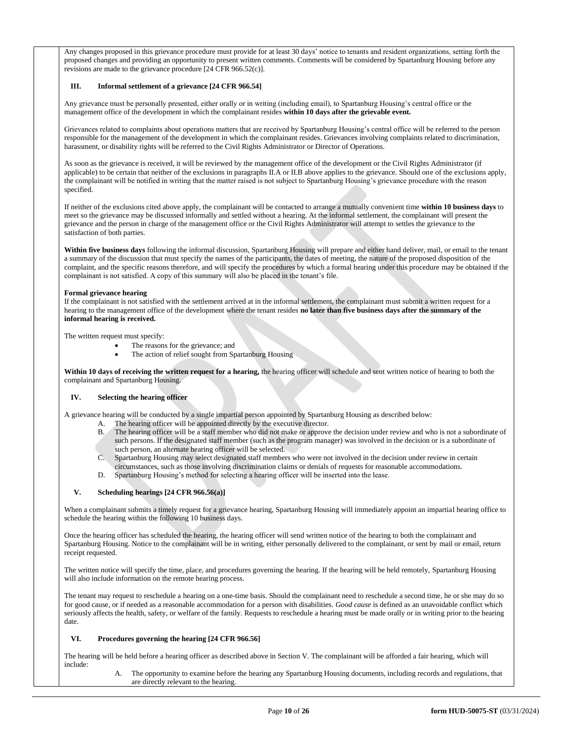Any changes proposed in this grievance procedure must provide for at least 30 days' notice to tenants and resident organizations, setting forth the proposed changes and providing an opportunity to present written comments. Comments will be considered by Spartanburg Housing before any revisions are made to the grievance procedure [24 CFR 966.52(c)].

### III. Informal settlement of a grievance [24 CFR 966.54]

Any grievance must be personally presented, either orally or in writing (including email), to Spartanburg Housing's central office or the management office of the development in which the complainant resides **within 10 days after the grievable event.**

Grievances related to complaints about operations matters that are received by Spartanburg Housing's central office will be referred to the person responsible for the management of the development in which the complainant resides. Grievances involving complaints related to discrimination, harassment, or disability rights will be referred to the Civil Rights Administrator or Director of Operations.

As soon as the grievance is received, it will be reviewed by the management office of the development or the Civil Rights Administrator (if applicable) to be certain that neither of the exclusions in paragraphs II.A or II.B above applies to the grievance. Should one of the exclusions apply, the complainant will be notified in writing that the matter raised is not subject to Spartanburg Housing's grievance procedure with the reason specified.

If neither of the exclusions cited above apply, the complainant will be contacted to arrange a mutually convenient time **within 10 business days** to meet so the grievance may be discussed informally and settled without a hearing. At the informal settlement, the complainant will present the grievance and the person in charge of the management office or the Civil Rights Administrator will attempt to settles the grievance to the satisfaction of both parties.

**Within five business days** following the informal discussion, Spartanburg Housing will prepare and either hand deliver, mail, or email to the tenant a summary of the discussion that must specify the names of the participants, the dates of meeting, the nature of the proposed disposition of the complaint, and the specific reasons therefore, and will specify the procedures by which a formal hearing under this procedure may be obtained if the complainant is not satisfied. A copy of this summary will also be placed in the tenant's file.

**Formal grievance hearing**

If the complainant is not satisfied with the settlement arrived at in the informal settlement, the complainant must submit a written request for a hearing to the management office of the development where the tenant resides **no later than five business days after the summary of the informal hearing is received.**

The written request must specify:

- The reasons for the grievance; and
- The action of relief sought from Spartanburg Housing

**Within 10 days of receiving the written request for a hearing,** the hearing officer will schedule and sent written notice of hearing to both the complainant and Spartanburg Housing.

### IV. Selecting the hearing officer

A grievance hearing will be conducted by a single impartial person appointed by Spartanburg Housing as described below:

A. The hearing officer will be appointed directly by the executive director.
B. The hearing officer will be a staff member who did not make or approve the decision under review and who is not a subordinate of such persons. If the designated staff member (such as the program manager) was involved in the decision or is a subordinate of such person, an alternate hearing officer will be selected.
C. Spartanburg Housing may select designated staff members who were not involved in the decision under review in certain circumstances, such as those involving discrimination claims or denials of requests for reasonable accommodations.
D. Spartanburg Housing's method for selecting a hearing officer will be inserted into the lease.

### V. Scheduling hearings [24 CFR 966.56(a)]

When a complainant submits a timely request for a grievance hearing, Spartanburg Housing will immediately appoint an impartial hearing office to schedule the hearing within the following 10 business days.

Once the hearing officer has scheduled the hearing, the hearing officer will send written notice of the hearing to both the complainant and Spartanburg Housing. Notice to the complainant will be in writing, either personally delivered to the complainant, or sent by mail or email, return receipt requested.

The written notice will specify the time, place, and procedures governing the hearing. If the hearing will be held remotely, Spartanburg Housing will also include information on the remote hearing process.

The tenant may request to reschedule a hearing on a one-time basis. Should the complainant need to reschedule a second time, he or she may do so for good cause, or if needed as a reasonable accommodation for a person with disabilities. *Good cause* is defined as an unavoidable conflict which seriously affects the health, safety, or welfare of the family. Requests to reschedule a hearing must be made orally or in writing prior to the hearing date.

### VI. Procedures governing the hearing [24 CFR 966.56]

The hearing will be held before a hearing officer as described above in Section V. The complainant will be afforded a fair hearing, which will include:

A. The opportunity to examine before the hearing any Spartanburg Housing documents, including records and regulations, that are directly relevant to the hearing.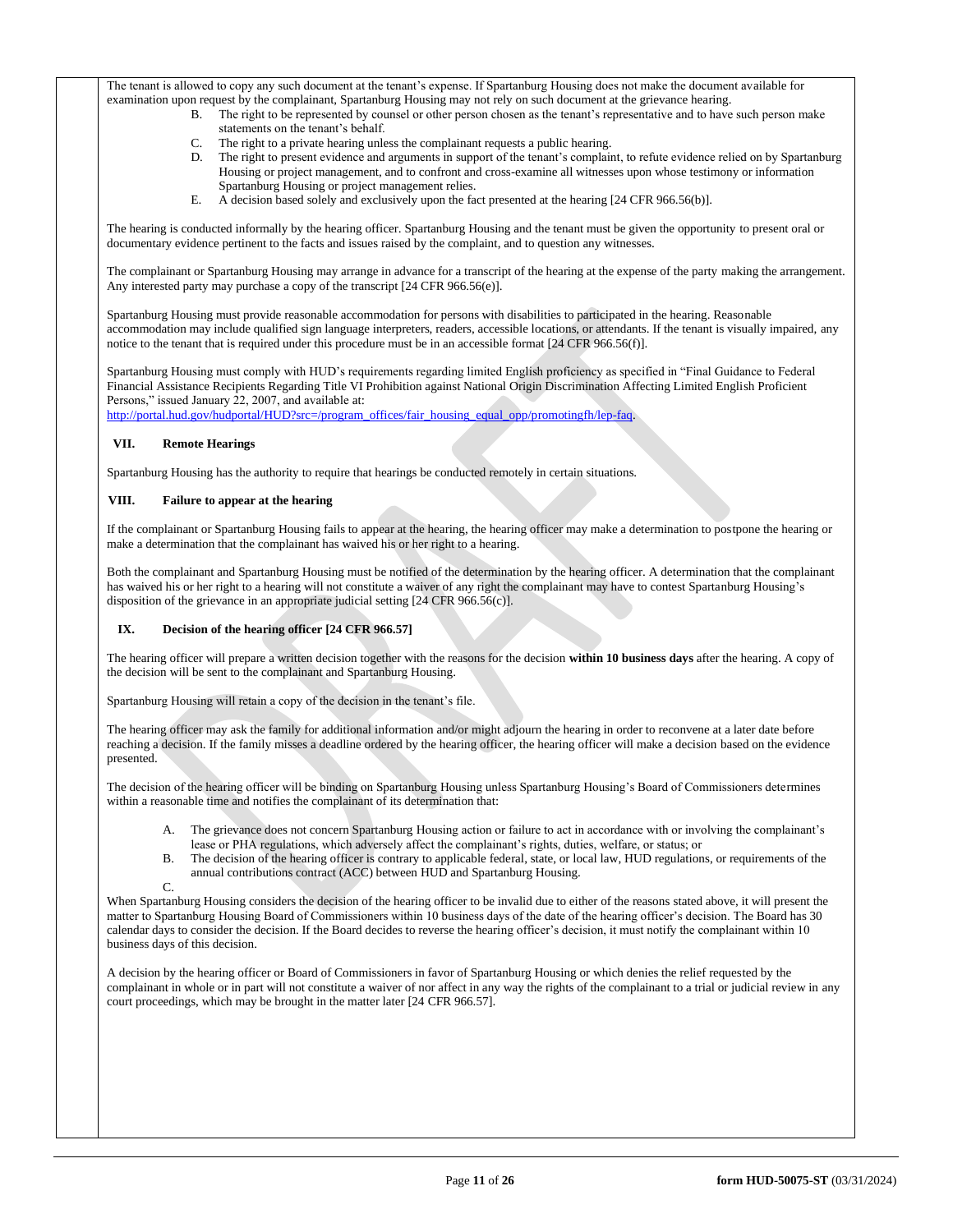The tenant is allowed to copy any such document at the tenant's expense. If Spartanburg Housing does not make the document available for examination upon request by the complainant, Spartanburg Housing may not rely on such document at the grievance hearing.

B. The right to be represented by counsel or other person chosen as the tenant's representative and to have such person make statements on the tenant's behalf.

C. The right to a private hearing unless the complainant requests a public hearing.

D. The right to present evidence and arguments in support of the tenant's complaint, to refute evidence relied on by Spartanburg Housing or project management, and to confront and cross-examine all witnesses upon whose testimony or information Spartanburg Housing or project management relies.

E. A decision based solely and exclusively upon the fact presented at the hearing [24 CFR 966.56(b)].

The hearing is conducted informally by the hearing officer. Spartanburg Housing and the tenant must be given the opportunity to present oral or documentary evidence pertinent to the facts and issues raised by the complaint, and to question any witnesses.

The complainant or Spartanburg Housing may arrange in advance for a transcript of the hearing at the expense of the party making the arrangement. Any interested party may purchase a copy of the transcript [24 CFR 966.56(e)].

Spartanburg Housing must provide reasonable accommodation for persons with disabilities to participated in the hearing. Reasonable accommodation may include qualified sign language interpreters, readers, accessible locations, or attendants. If the tenant is visually impaired, any notice to the tenant that is required under this procedure must be in an accessible format [24 CFR 966.56(f)].

Spartanburg Housing must comply with HUD's requirements regarding limited English proficiency as specified in "Final Guidance to Federal Financial Assistance Recipients Regarding Title VI Prohibition against National Origin Discrimination Affecting Limited English Proficient Persons," issued January 22, 2007, and available at:
http://portal.hud.gov/hudportal/HUD?src=/program_offices/fair_housing_equal_opp/promotingfh/lep-faq.

## VII. Remote Hearings

Spartanburg Housing has the authority to require that hearings be conducted remotely in certain situations.

## VIII. Failure to appear at the hearing

If the complainant or Spartanburg Housing fails to appear at the hearing, the hearing officer may make a determination to postpone the hearing or make a determination that the complainant has waived his or her right to a hearing.

Both the complainant and Spartanburg Housing must be notified of the determination by the hearing officer. A determination that the complainant has waived his or her right to a hearing will not constitute a waiver of any right the complainant may have to contest Spartanburg Housing's disposition of the grievance in an appropriate judicial setting [24 CFR 966.56(c)].

## IX. Decision of the hearing officer [24 CFR 966.57]

The hearing officer will prepare a written decision together with the reasons for the decision **within 10 business days** after the hearing. A copy of the decision will be sent to the complainant and Spartanburg Housing.

Spartanburg Housing will retain a copy of the decision in the tenant's file.

The hearing officer may ask the family for additional information and/or might adjourn the hearing in order to reconvene at a later date before reaching a decision. If the family misses a deadline ordered by the hearing officer, the hearing officer will make a decision based on the evidence presented.

The decision of the hearing officer will be binding on Spartanburg Housing unless Spartanburg Housing's Board of Commissioners determines within a reasonable time and notifies the complainant of its determination that:

A. The grievance does not concern Spartanburg Housing action or failure to act in accordance with or involving the complainant's lease or PHA regulations, which adversely affect the complainant's rights, duties, welfare, or status; or

B. The decision of the hearing officer is contrary to applicable federal, state, or local law, HUD regulations, or requirements of the annual contributions contract (ACC) between HUD and Spartanburg Housing.

C.

When Spartanburg Housing considers the decision of the hearing officer to be invalid due to either of the reasons stated above, it will present the matter to Spartanburg Housing Board of Commissioners within 10 business days of the date of the hearing officer's decision. The Board has 30 calendar days to consider the decision. If the Board decides to reverse the hearing officer's decision, it must notify the complainant within 10 business days of this decision.

A decision by the hearing officer or Board of Commissioners in favor of Spartanburg Housing or which denies the relief requested by the complainant in whole or in part will not constitute a waiver of nor affect in any way the rights of the complainant to a trial or judicial review in any court proceedings, which may be brought in the matter later [24 CFR 966.57].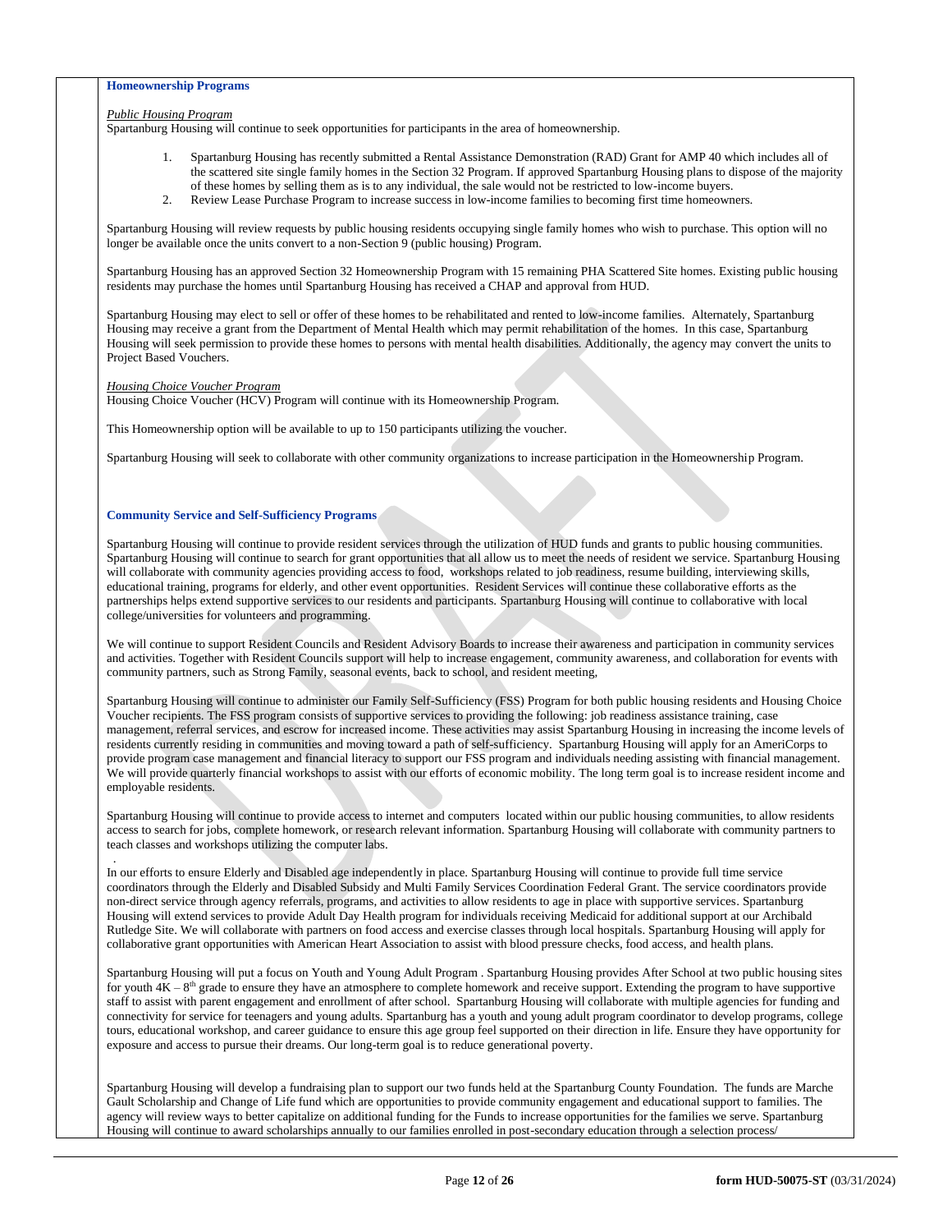### Homeownership Programs

*Public Housing Program*

Spartanburg Housing will continue to seek opportunities for participants in the area of homeownership.

1. Spartanburg Housing has recently submitted a Rental Assistance Demonstration (RAD) Grant for AMP 40 which includes all of the scattered site single family homes in the Section 32 Program. If approved Spartanburg Housing plans to dispose of the majority of these homes by selling them as is to any individual, the sale would not be restricted to low-income buyers.
2. Review Lease Purchase Program to increase success in low-income families to becoming first time homeowners.

Spartanburg Housing will review requests by public housing residents occupying single family homes who wish to purchase. This option will no longer be available once the units convert to a non-Section 9 (public housing) Program.

Spartanburg Housing has an approved Section 32 Homeownership Program with 15 remaining PHA Scattered Site homes. Existing public housing residents may purchase the homes until Spartanburg Housing has received a CHAP and approval from HUD.

Spartanburg Housing may elect to sell or offer of these homes to be rehabilitated and rented to low-income families. Alternately, Spartanburg Housing may receive a grant from the Department of Mental Health which may permit rehabilitation of the homes. In this case, Spartanburg Housing will seek permission to provide these homes to persons with mental health disabilities. Additionally, the agency may convert the units to Project Based Vouchers.

*Housing Choice Voucher Program*

Housing Choice Voucher (HCV) Program will continue with its Homeownership Program.

This Homeownership option will be available to up to 150 participants utilizing the voucher.

Spartanburg Housing will seek to collaborate with other community organizations to increase participation in the Homeownership Program.

### Community Service and Self-Sufficiency Programs

Spartanburg Housing will continue to provide resident services through the utilization of HUD funds and grants to public housing communities. Spartanburg Housing will continue to search for grant opportunities that all allow us to meet the needs of resident we service. Spartanburg Housing will collaborate with community agencies providing access to food, workshops related to job readiness, resume building, interviewing skills, educational training, programs for elderly, and other event opportunities. Resident Services will continue these collaborative efforts as the partnerships helps extend supportive services to our residents and participants. Spartanburg Housing will continue to collaborative with local college/universities for volunteers and programming.

We will continue to support Resident Councils and Resident Advisory Boards to increase their awareness and participation in community services and activities. Together with Resident Councils support will help to increase engagement, community awareness, and collaboration for events with community partners, such as Strong Family, seasonal events, back to school, and resident meeting,

Spartanburg Housing will continue to administer our Family Self-Sufficiency (FSS) Program for both public housing residents and Housing Choice Voucher recipients. The FSS program consists of supportive services to providing the following: job readiness assistance training, case management, referral services, and escrow for increased income. These activities may assist Spartanburg Housing in increasing the income levels of residents currently residing in communities and moving toward a path of self-sufficiency. Spartanburg Housing will apply for an AmeriCorps to provide program case management and financial literacy to support our FSS program and individuals needing assisting with financial management. We will provide quarterly financial workshops to assist with our efforts of economic mobility. The long term goal is to increase resident income and employable residents.

Spartanburg Housing will continue to provide access to internet and computers located within our public housing communities, to allow residents access to search for jobs, complete homework, or research relevant information. Spartanburg Housing will collaborate with community partners to teach classes and workshops utilizing the computer labs.

In our efforts to ensure Elderly and Disabled age independently in place. Spartanburg Housing will continue to provide full time service coordinators through the Elderly and Disabled Subsidy and Multi Family Services Coordination Federal Grant. The service coordinators provide non-direct service through agency referrals, programs, and activities to allow residents to age in place with supportive services. Spartanburg Housing will extend services to provide Adult Day Health program for individuals receiving Medicaid for additional support at our Archibald Rutledge Site. We will collaborate with partners on food access and exercise classes through local hospitals. Spartanburg Housing will apply for collaborative grant opportunities with American Heart Association to assist with blood pressure checks, food access, and health plans.

Spartanburg Housing will put a focus on Youth and Young Adult Program . Spartanburg Housing provides After School at two public housing sites for youth 4K – 8th grade to ensure they have an atmosphere to complete homework and receive support. Extending the program to have supportive staff to assist with parent engagement and enrollment of after school. Spartanburg Housing will collaborate with multiple agencies for funding and connectivity for service for teenagers and young adults. Spartanburg has a youth and young adult program coordinator to develop programs, college tours, educational workshop, and career guidance to ensure this age group feel supported on their direction in life. Ensure they have opportunity for exposure and access to pursue their dreams. Our long-term goal is to reduce generational poverty.

Spartanburg Housing will develop a fundraising plan to support our two funds held at the Spartanburg County Foundation. The funds are Marche Gault Scholarship and Change of Life fund which are opportunities to provide community engagement and educational support to families. The agency will review ways to better capitalize on additional funding for the Funds to increase opportunities for the families we serve. Spartanburg Housing will continue to award scholarships annually to our families enrolled in post-secondary education through a selection process/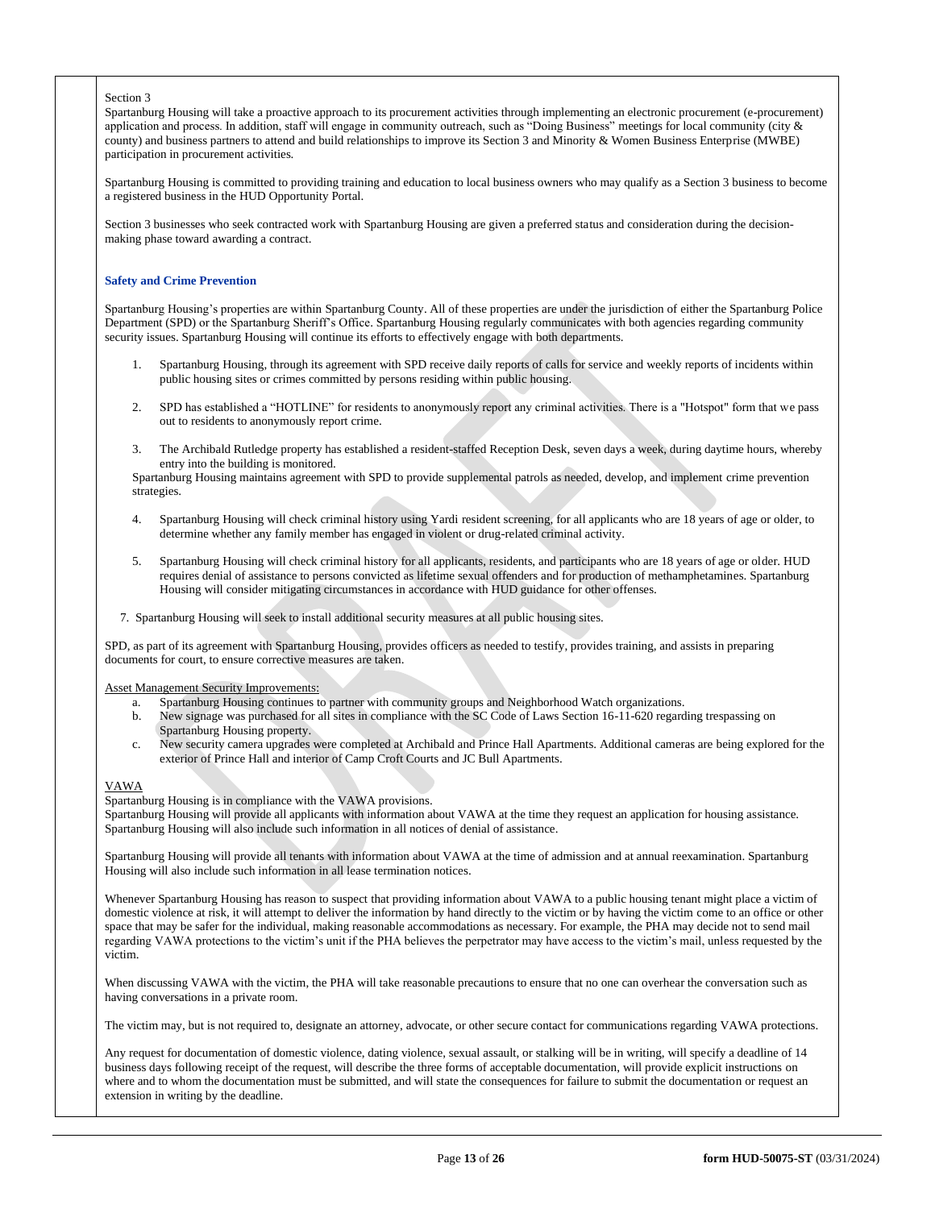Section 3

Spartanburg Housing will take a proactive approach to its procurement activities through implementing an electronic procurement (e-procurement) application and process. In addition, staff will engage in community outreach, such as "Doing Business" meetings for local community (city & county) and business partners to attend and build relationships to improve its Section 3 and Minority & Women Business Enterprise (MWBE) participation in procurement activities.

Spartanburg Housing is committed to providing training and education to local business owners who may qualify as a Section 3 business to become a registered business in the HUD Opportunity Portal.

Section 3 businesses who seek contracted work with Spartanburg Housing are given a preferred status and consideration during the decision-making phase toward awarding a contract.

**Safety and Crime Prevention**

Spartanburg Housing's properties are within Spartanburg County. All of these properties are under the jurisdiction of either the Spartanburg Police Department (SPD) or the Spartanburg Sheriff's Office. Spartanburg Housing regularly communicates with both agencies regarding community security issues. Spartanburg Housing will continue its efforts to effectively engage with both departments.

1. Spartanburg Housing, through its agreement with SPD receive daily reports of calls for service and weekly reports of incidents within public housing sites or crimes committed by persons residing within public housing.

2. SPD has established a "HOTLINE" for residents to anonymously report any criminal activities. There is a "Hotspot" form that we pass out to residents to anonymously report crime.

3. The Archibald Rutledge property has established a resident-staffed Reception Desk, seven days a week, during daytime hours, whereby entry into the building is monitored.

   Spartanburg Housing maintains agreement with SPD to provide supplemental patrols as needed, develop, and implement crime prevention strategies.

4. Spartanburg Housing will check criminal history using Yardi resident screening, for all applicants who are 18 years of age or older, to determine whether any family member has engaged in violent or drug-related criminal activity.

5. Spartanburg Housing will check criminal history for all applicants, residents, and participants who are 18 years of age or older. HUD requires denial of assistance to persons convicted as lifetime sexual offenders and for production of methamphetamines. Spartanburg Housing will consider mitigating circumstances in accordance with HUD guidance for other offenses.

7. Spartanburg Housing will seek to install additional security measures at all public housing sites.

SPD, as part of its agreement with Spartanburg Housing, provides officers as needed to testify, provides training, and assists in preparing documents for court, to ensure corrective measures are taken.

Asset Management Security Improvements:

a. Spartanburg Housing continues to partner with community groups and Neighborhood Watch organizations.
b. New signage was purchased for all sites in compliance with the SC Code of Laws Section 16-11-620 regarding trespassing on Spartanburg Housing property.
c. New security camera upgrades were completed at Archibald and Prince Hall Apartments. Additional cameras are being explored for the exterior of Prince Hall and interior of Camp Croft Courts and JC Bull Apartments.

VAWA

Spartanburg Housing is in compliance with the VAWA provisions.
Spartanburg Housing will provide all applicants with information about VAWA at the time they request an application for housing assistance. Spartanburg Housing will also include such information in all notices of denial of assistance.

Spartanburg Housing will provide all tenants with information about VAWA at the time of admission and at annual reexamination. Spartanburg Housing will also include such information in all lease termination notices.

Whenever Spartanburg Housing has reason to suspect that providing information about VAWA to a public housing tenant might place a victim of domestic violence at risk, it will attempt to deliver the information by hand directly to the victim or by having the victim come to an office or other space that may be safer for the individual, making reasonable accommodations as necessary. For example, the PHA may decide not to send mail regarding VAWA protections to the victim's unit if the PHA believes the perpetrator may have access to the victim's mail, unless requested by the victim.

When discussing VAWA with the victim, the PHA will take reasonable precautions to ensure that no one can overhear the conversation such as having conversations in a private room.

The victim may, but is not required to, designate an attorney, advocate, or other secure contact for communications regarding VAWA protections.

Any request for documentation of domestic violence, dating violence, sexual assault, or stalking will be in writing, will specify a deadline of 14 business days following receipt of the request, will describe the three forms of acceptable documentation, will provide explicit instructions on where and to whom the documentation must be submitted, and will state the consequences for failure to submit the documentation or request an extension in writing by the deadline.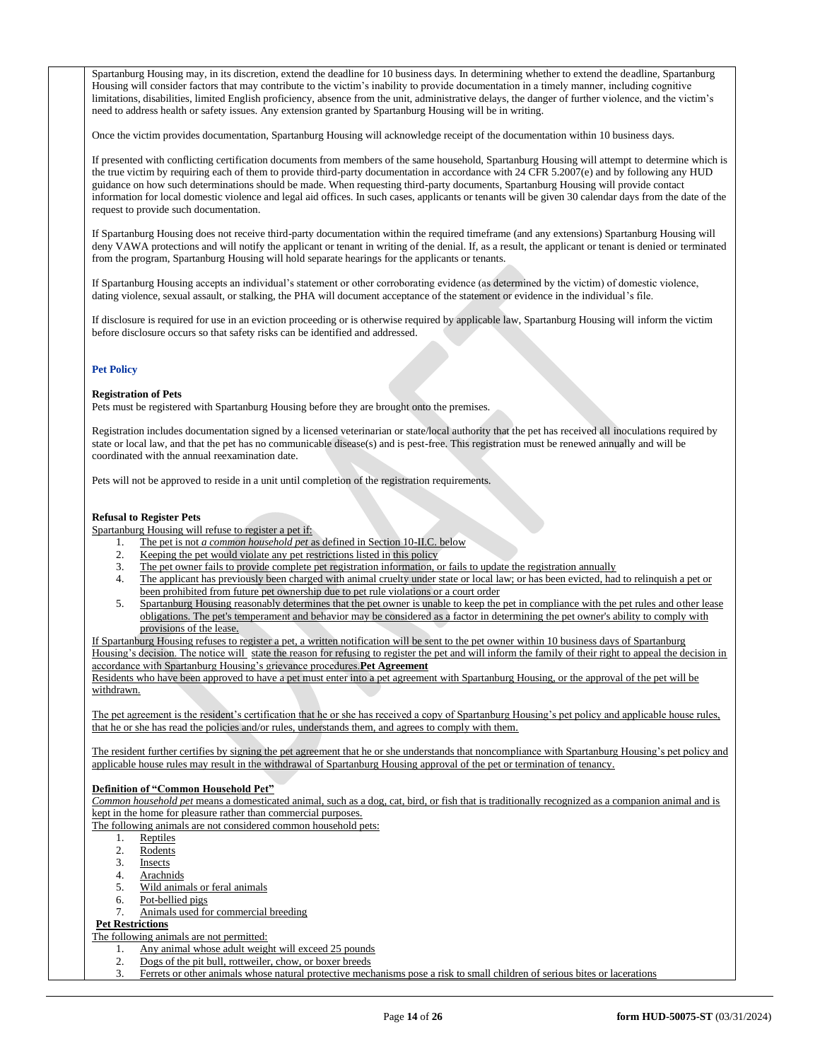Spartanburg Housing may, in its discretion, extend the deadline for 10 business days. In determining whether to extend the deadline, Spartanburg Housing will consider factors that may contribute to the victim's inability to provide documentation in a timely manner, including cognitive limitations, disabilities, limited English proficiency, absence from the unit, administrative delays, the danger of further violence, and the victim's need to address health or safety issues. Any extension granted by Spartanburg Housing will be in writing.

Once the victim provides documentation, Spartanburg Housing will acknowledge receipt of the documentation within 10 business days.

If presented with conflicting certification documents from members of the same household, Spartanburg Housing will attempt to determine which is the true victim by requiring each of them to provide third-party documentation in accordance with 24 CFR 5.2007(e) and by following any HUD guidance on how such determinations should be made. When requesting third-party documents, Spartanburg Housing will provide contact information for local domestic violence and legal aid offices. In such cases, applicants or tenants will be given 30 calendar days from the date of the request to provide such documentation.

If Spartanburg Housing does not receive third-party documentation within the required timeframe (and any extensions) Spartanburg Housing will deny VAWA protections and will notify the applicant or tenant in writing of the denial. If, as a result, the applicant or tenant is denied or terminated from the program, Spartanburg Housing will hold separate hearings for the applicants or tenants.

If Spartanburg Housing accepts an individual's statement or other corroborating evidence (as determined by the victim) of domestic violence, dating violence, sexual assault, or stalking, the PHA will document acceptance of the statement or evidence in the individual's file.

If disclosure is required for use in an eviction proceeding or is otherwise required by applicable law, Spartanburg Housing will inform the victim before disclosure occurs so that safety risks can be identified and addressed.

## Pet Policy

**Registration of Pets**

Pets must be registered with Spartanburg Housing before they are brought onto the premises.

Registration includes documentation signed by a licensed veterinarian or state/local authority that the pet has received all inoculations required by state or local law, and that the pet has no communicable disease(s) and is pest-free. This registration must be renewed annually and will be coordinated with the annual reexamination date.

Pets will not be approved to reside in a unit until completion of the registration requirements.

**Refusal to Register Pets**

Spartanburg Housing will refuse to register a pet if:

1. The pet is not *a common household pet* as defined in Section 10-II.C. below
2. Keeping the pet would violate any pet restrictions listed in this policy
3. The pet owner fails to provide complete pet registration information, or fails to update the registration annually
4. The applicant has previously been charged with animal cruelty under state or local law; or has been evicted, had to relinquish a pet or been prohibited from future pet ownership due to pet rule violations or a court order
5. Spartanburg Housing reasonably determines that the pet owner is unable to keep the pet in compliance with the pet rules and other lease obligations. The pet's temperament and behavior may be considered as a factor in determining the pet owner's ability to comply with provisions of the lease.

If Spartanburg Housing refuses to register a pet, a written notification will be sent to the pet owner within 10 business days of Spartanburg Housing's decision. The notice will state the reason for refusing to register the pet and will inform the family of their right to appeal the decision in accordance with Spartanburg Housing's grievance procedures.

**Pet Agreement**

Residents who have been approved to have a pet must enter into a pet agreement with Spartanburg Housing, or the approval of the pet will be withdrawn.

The pet agreement is the resident's certification that he or she has received a copy of Spartanburg Housing's pet policy and applicable house rules, that he or she has read the policies and/or rules, understands them, and agrees to comply with them.

The resident further certifies by signing the pet agreement that he or she understands that noncompliance with Spartanburg Housing's pet policy and applicable house rules may result in the withdrawal of Spartanburg Housing approval of the pet or termination of tenancy.

**Definition of "Common Household Pet"**

*Common household pet* means a domesticated animal, such as a dog, cat, bird, or fish that is traditionally recognized as a companion animal and is kept in the home for pleasure rather than commercial purposes.

The following animals are not considered common household pets:

1. Reptiles
2. Rodents
3. Insects
4. Arachnids
5. Wild animals or feral animals
6. Pot-bellied pigs
7. Animals used for commercial breeding

**Pet Restrictions**

The following animals are not permitted:

1. Any animal whose adult weight will exceed 25 pounds
2. Dogs of the pit bull, rottweiler, chow, or boxer breeds
3. Ferrets or other animals whose natural protective mechanisms pose a risk to small children of serious bites or lacerations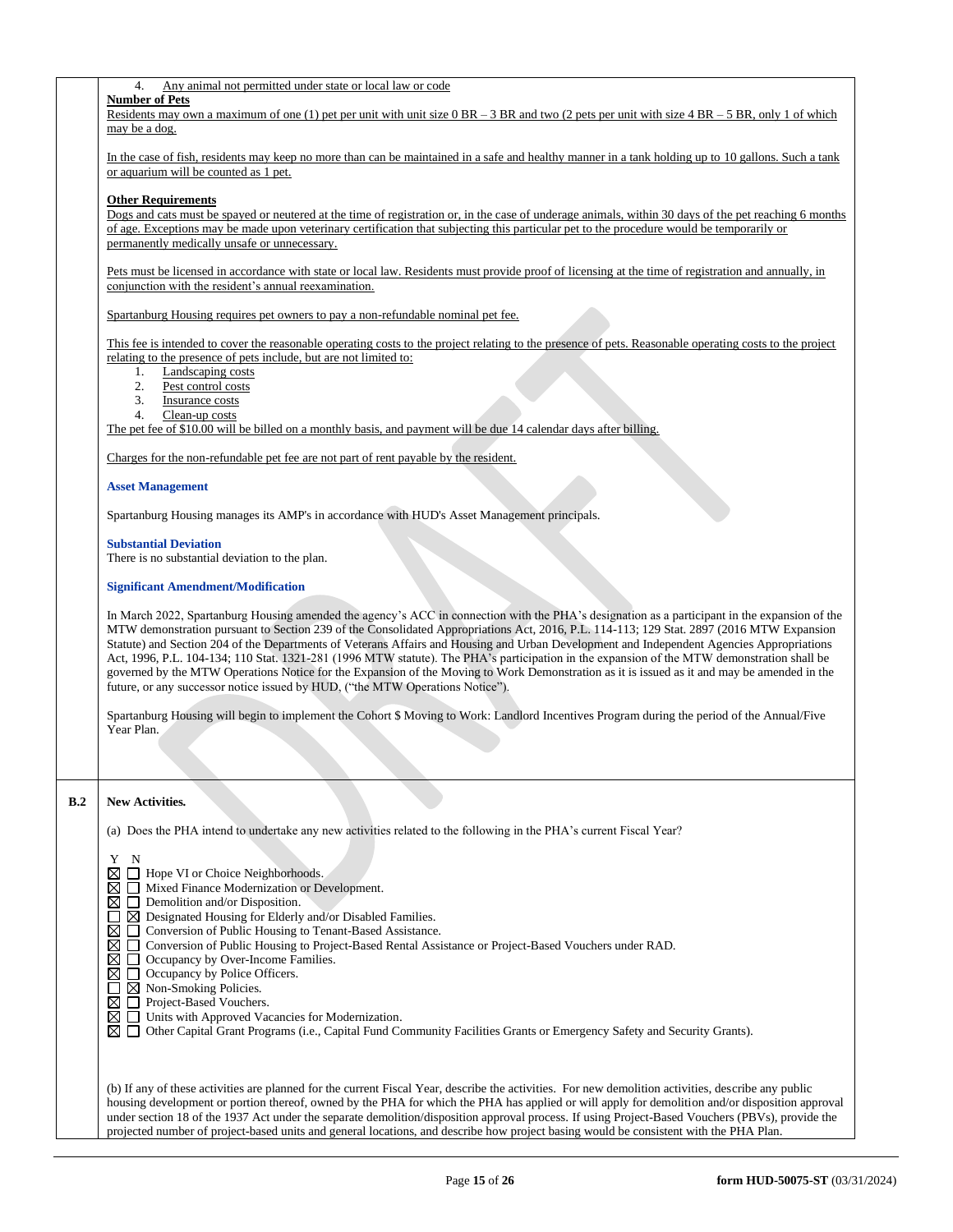4. Any animal not permitted under state or local law or code

**Number of Pets**

Residents may own a maximum of one (1) pet per unit with unit size 0 BR – 3 BR and two (2 pets per unit with size 4 BR – 5 BR, only 1 of which may be a dog.

In the case of fish, residents may keep no more than can be maintained in a safe and healthy manner in a tank holding up to 10 gallons. Such a tank or aquarium will be counted as 1 pet.

**Other Requirements**

Dogs and cats must be spayed or neutered at the time of registration or, in the case of underage animals, within 30 days of the pet reaching 6 months of age. Exceptions may be made upon veterinary certification that subjecting this particular pet to the procedure would be temporarily or permanently medically unsafe or unnecessary.

Pets must be licensed in accordance with state or local law. Residents must provide proof of licensing at the time of registration and annually, in conjunction with the resident's annual reexamination.

Spartanburg Housing requires pet owners to pay a non-refundable nominal pet fee.

This fee is intended to cover the reasonable operating costs to the project relating to the presence of pets. Reasonable operating costs to the project relating to the presence of pets include, but are not limited to:

1. Landscaping costs
2. Pest control costs
3. Insurance costs
4. Clean-up costs

The pet fee of $10.00 will be billed on a monthly basis, and payment will be due 14 calendar days after billing.

Charges for the non-refundable pet fee are not part of rent payable by the resident.

**Asset Management**

Spartanburg Housing manages its AMP's in accordance with HUD's Asset Management principals.

**Substantial Deviation**

There is no substantial deviation to the plan.

**Significant Amendment/Modification**

In March 2022, Spartanburg Housing amended the agency's ACC in connection with the PHA's designation as a participant in the expansion of the MTW demonstration pursuant to Section 239 of the Consolidated Appropriations Act, 2016, P.L. 114-113; 129 Stat. 2897 (2016 MTW Expansion Statute) and Section 204 of the Departments of Veterans Affairs and Housing and Urban Development and Independent Agencies Appropriations Act, 1996, P.L. 104-134; 110 Stat. 1321-281 (1996 MTW statute). The PHA's participation in the expansion of the MTW demonstration shall be governed by the MTW Operations Notice for the Expansion of the Moving to Work Demonstration as it is issued as it and may be amended in the future, or any successor notice issued by HUD, ("the MTW Operations Notice").

Spartanburg Housing will begin to implement the Cohort $ Moving to Work: Landlord Incentives Program during the period of the Annual/Five Year Plan.

**B.2 New Activities.**

(a) Does the PHA intend to undertake any new activities related to the following in the PHA's current Fiscal Year?

| Y | N | |
|---|---|---|
| ☒ | ☐ | Hope VI or Choice Neighborhoods. |
| ☒ | ☐ | Mixed Finance Modernization or Development. |
| ☒ | ☐ | Demolition and/or Disposition. |
| ☐ | ☒ | Designated Housing for Elderly and/or Disabled Families. |
| ☒ | ☐ | Conversion of Public Housing to Tenant-Based Assistance. |
| ☒ | ☐ | Conversion of Public Housing to Project-Based Rental Assistance or Project-Based Vouchers under RAD. |
| ☒ | ☐ | Occupancy by Over-Income Families. |
| ☒ | ☐ | Occupancy by Police Officers. |
| ☐ | ☒ | Non-Smoking Policies. |
| ☒ | ☐ | Project-Based Vouchers. |
| ☒ | ☐ | Units with Approved Vacancies for Modernization. |
| ☒ | ☐ | Other Capital Grant Programs (i.e., Capital Fund Community Facilities Grants or Emergency Safety and Security Grants). |

(b) If any of these activities are planned for the current Fiscal Year, describe the activities. For new demolition activities, describe any public housing development or portion thereof, owned by the PHA for which the PHA has applied or will apply for demolition and/or disposition approval under section 18 of the 1937 Act under the separate demolition/disposition approval process. If using Project-Based Vouchers (PBVs), provide the projected number of project-based units and general locations, and describe how project basing would be consistent with the PHA Plan.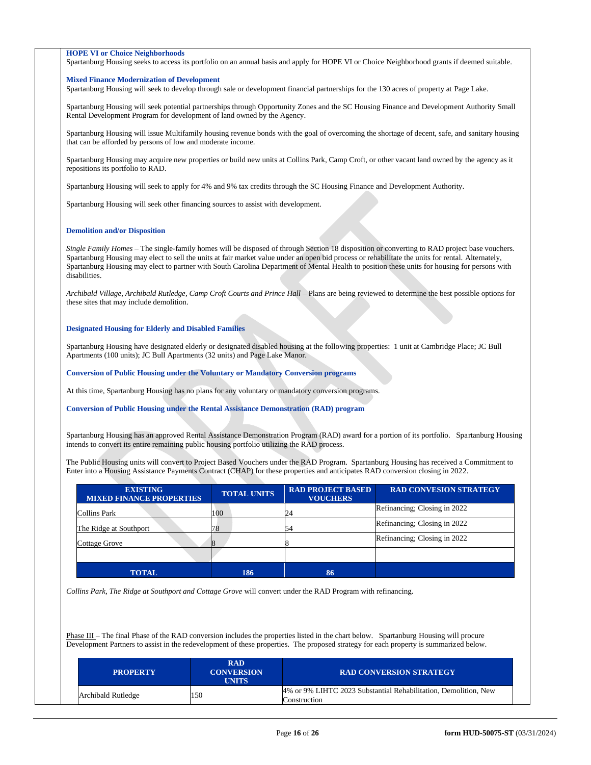**HOPE VI or Choice Neighborhoods**

Spartanburg Housing seeks to access its portfolio on an annual basis and apply for HOPE VI or Choice Neighborhood grants if deemed suitable.

**Mixed Finance Modernization of Development**

Spartanburg Housing will seek to develop through sale or development financial partnerships for the 130 acres of property at Page Lake.

Spartanburg Housing will seek potential partnerships through Opportunity Zones and the SC Housing Finance and Development Authority Small Rental Development Program for development of land owned by the Agency.

Spartanburg Housing will issue Multifamily housing revenue bonds with the goal of overcoming the shortage of decent, safe, and sanitary housing that can be afforded by persons of low and moderate income.

Spartanburg Housing may acquire new properties or build new units at Collins Park, Camp Croft, or other vacant land owned by the agency as it repositions its portfolio to RAD.

Spartanburg Housing will seek to apply for 4% and 9% tax credits through the SC Housing Finance and Development Authority.

Spartanburg Housing will seek other financing sources to assist with development.

**Demolition and/or Disposition**

*Single Family Homes* – The single-family homes will be disposed of through Section 18 disposition or converting to RAD project base vouchers. Spartanburg Housing may elect to sell the units at fair market value under an open bid process or rehabilitate the units for rental. Alternately, Spartanburg Housing may elect to partner with South Carolina Department of Mental Health to position these units for housing for persons with disabilities.

*Archibald Village, Archibald Rutledge, Camp Croft Courts and Prince Hall* – Plans are being reviewed to determine the best possible options for these sites that may include demolition.

**Designated Housing for Elderly and Disabled Families**

Spartanburg Housing have designated elderly or designated disabled housing at the following properties: 1 unit at Cambridge Place; JC Bull Apartments (100 units); JC Bull Apartments (32 units) and Page Lake Manor.

**Conversion of Public Housing under the Voluntary or Mandatory Conversion programs**

At this time, Spartanburg Housing has no plans for any voluntary or mandatory conversion programs.

**Conversion of Public Housing under the Rental Assistance Demonstration (RAD) program**

Spartanburg Housing has an approved Rental Assistance Demonstration Program (RAD) award for a portion of its portfolio. Spartanburg Housing intends to convert its entire remaining public housing portfolio utilizing the RAD process.

The Public Housing units will convert to Project Based Vouchers under the RAD Program. Spartanburg Housing has received a Commitment to Enter into a Housing Assistance Payments Contract (CHAP) for these properties and anticipates RAD conversion closing in 2022.

| EXISTING MIXED FINANCE PROPERTIES | TOTAL UNITS | RAD PROJECT BASED VOUCHERS | RAD CONVESION STRATEGY |
|---|---|---|---|
| Collins Park | 100 | 24 | Refinancing; Closing in 2022 |
| The Ridge at Southport | 78 | 54 | Refinancing; Closing in 2022 |
| Cottage Grove | 8 | 8 | Refinancing; Closing in 2022 |
| | | | |
| **TOTAL** | **186** | **86** | |

*Collins Park, The Ridge at Southport and Cottage Grove* will convert under the RAD Program with refinancing.

Phase III – The final Phase of the RAD conversion includes the properties listed in the chart below. Spartanburg Housing will procure Development Partners to assist in the redevelopment of these properties. The proposed strategy for each property is summarized below.

| PROPERTY | RAD CONVERSION UNITS | RAD CONVERSION STRATEGY |
|---|---|---|
| Archibald Rutledge | 150 | 4% or 9% LIHTC 2023 Substantial Rehabilitation, Demolition, New Construction |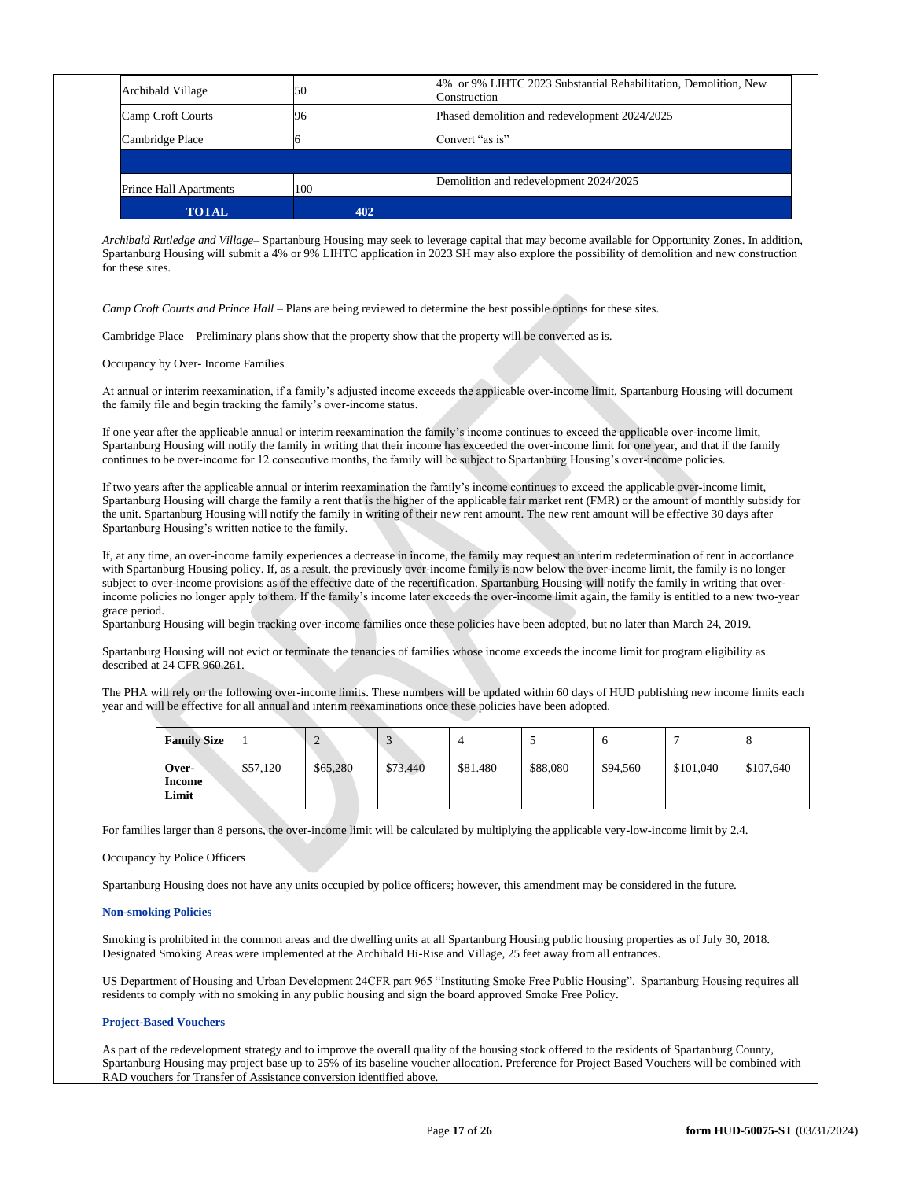| Archibald Village | 50 | 4% or 9% LIHTC 2023 Substantial Rehabilitation, Demolition, New Construction |
|---|---|---|
| Camp Croft Courts | 96 | Phased demolition and redevelopment 2024/2025 |
| Cambridge Place | 6 | Convert “as is” |
| | | |
| Prince Hall Apartments | 100 | Demolition and redevelopment 2024/2025 |
| **TOTAL** | **402** | |

*Archibald Rutledge and Village*– Spartanburg Housing may seek to leverage capital that may become available for Opportunity Zones. In addition, Spartanburg Housing will submit a 4% or 9% LIHTC application in 2023 SH may also explore the possibility of demolition and new construction for these sites.

*Camp Croft Courts and Prince Hall* – Plans are being reviewed to determine the best possible options for these sites.

Cambridge Place – Preliminary plans show that the property show that the property will be converted as is.

Occupancy by Over- Income Families

At annual or interim reexamination, if a family’s adjusted income exceeds the applicable over-income limit, Spartanburg Housing will document the family file and begin tracking the family’s over-income status.

If one year after the applicable annual or interim reexamination the family’s income continues to exceed the applicable over-income limit, Spartanburg Housing will notify the family in writing that their income has exceeded the over-income limit for one year, and that if the family continues to be over-income for 12 consecutive months, the family will be subject to Spartanburg Housing’s over-income policies.

If two years after the applicable annual or interim reexamination the family’s income continues to exceed the applicable over-income limit, Spartanburg Housing will charge the family a rent that is the higher of the applicable fair market rent (FMR) or the amount of monthly subsidy for the unit. Spartanburg Housing will notify the family in writing of their new rent amount. The new rent amount will be effective 30 days after Spartanburg Housing’s written notice to the family.

If, at any time, an over-income family experiences a decrease in income, the family may request an interim redetermination of rent in accordance with Spartanburg Housing policy. If, as a result, the previously over-income family is now below the over-income limit, the family is no longer subject to over-income provisions as of the effective date of the recertification. Spartanburg Housing will notify the family in writing that over-income policies no longer apply to them. If the family’s income later exceeds the over-income limit again, the family is entitled to a new two-year grace period.
Spartanburg Housing will begin tracking over-income families once these policies have been adopted, but no later than March 24, 2019.

Spartanburg Housing will not evict or terminate the tenancies of families whose income exceeds the income limit for program eligibility as described at 24 CFR 960.261.

The PHA will rely on the following over-income limits. These numbers will be updated within 60 days of HUD publishing new income limits each year and will be effective for all annual and interim reexaminations once these policies have been adopted.

| **Family Size** | 1 | 2 | 3 | 4 | 5 | 6 | 7 | 8 |
|---|---|---|---|---|---|---|---|---|
| **Over-Income Limit** | $57,120 | $65,280 | $73,440 | $81.480 | $88,080 | $94,560 | $101,040 | $107,640 |

For families larger than 8 persons, the over-income limit will be calculated by multiplying the applicable very-low-income limit by 2.4.

Occupancy by Police Officers

Spartanburg Housing does not have any units occupied by police officers; however, this amendment may be considered in the future.

**Non-smoking Policies**

Smoking is prohibited in the common areas and the dwelling units at all Spartanburg Housing public housing properties as of July 30, 2018. Designated Smoking Areas were implemented at the Archibald Hi-Rise and Village, 25 feet away from all entrances.

US Department of Housing and Urban Development 24CFR part 965 “Instituting Smoke Free Public Housing”. Spartanburg Housing requires all residents to comply with no smoking in any public housing and sign the board approved Smoke Free Policy.

**Project-Based Vouchers**

As part of the redevelopment strategy and to improve the overall quality of the housing stock offered to the residents of Spartanburg County, Spartanburg Housing may project base up to 25% of its baseline voucher allocation. Preference for Project Based Vouchers will be combined with RAD vouchers for Transfer of Assistance conversion identified above.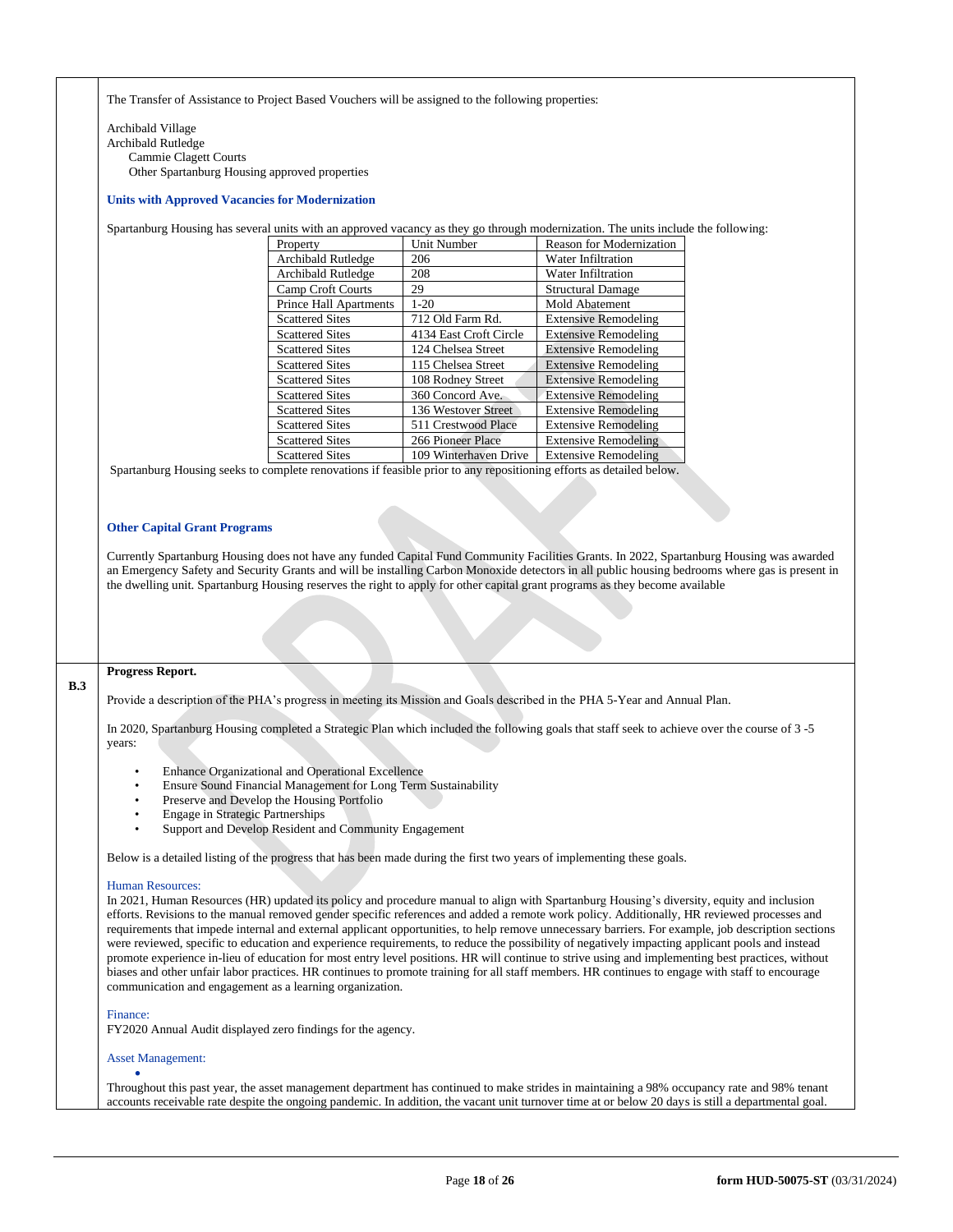The Transfer of Assistance to Project Based Vouchers will be assigned to the following properties:

Archibald Village
Archibald Rutledge
Cammie Clagett Courts
Other Spartanburg Housing approved properties

### Units with Approved Vacancies for Modernization

Spartanburg Housing has several units with an approved vacancy as they go through modernization. The units include the following:

| Property | Unit Number | Reason for Modernization |
|---|---|---|
| Archibald Rutledge | 206 | Water Infiltration |
| Archibald Rutledge | 208 | Water Infiltration |
| Camp Croft Courts | 29 | Structural Damage |
| Prince Hall Apartments | 1-20 | Mold Abatement |
| Scattered Sites | 712 Old Farm Rd. | Extensive Remodeling |
| Scattered Sites | 4134 East Croft Circle | Extensive Remodeling |
| Scattered Sites | 124 Chelsea Street | Extensive Remodeling |
| Scattered Sites | 115 Chelsea Street | Extensive Remodeling |
| Scattered Sites | 108 Rodney Street | Extensive Remodeling |
| Scattered Sites | 360 Concord Ave. | Extensive Remodeling |
| Scattered Sites | 136 Westover Street | Extensive Remodeling |
| Scattered Sites | 511 Crestwood Place | Extensive Remodeling |
| Scattered Sites | 266 Pioneer Place | Extensive Remodeling |
| Scattered Sites | 109 Winterhaven Drive | Extensive Remodeling |

Spartanburg Housing seeks to complete renovations if feasible prior to any repositioning efforts as detailed below.

### Other Capital Grant Programs

Currently Spartanburg Housing does not have any funded Capital Fund Community Facilities Grants. In 2022, Spartanburg Housing was awarded an Emergency Safety and Security Grants and will be installing Carbon Monoxide detectors in all public housing bedrooms where gas is present in the dwelling unit. Spartanburg Housing reserves the right to apply for other capital grant programs as they become available

## B.3 Progress Report.

Provide a description of the PHA's progress in meeting its Mission and Goals described in the PHA 5-Year and Annual Plan.

In 2020, Spartanburg Housing completed a Strategic Plan which included the following goals that staff seek to achieve over the course of 3 -5 years:

- Enhance Organizational and Operational Excellence
- Ensure Sound Financial Management for Long Term Sustainability
- Preserve and Develop the Housing Portfolio
- Engage in Strategic Partnerships
- Support and Develop Resident and Community Engagement

Below is a detailed listing of the progress that has been made during the first two years of implementing these goals.

Human Resources:
In 2021, Human Resources (HR) updated its policy and procedure manual to align with Spartanburg Housing's diversity, equity and inclusion efforts. Revisions to the manual removed gender specific references and added a remote work policy. Additionally, HR reviewed processes and requirements that impede internal and external applicant opportunities, to help remove unnecessary barriers. For example, job description sections were reviewed, specific to education and experience requirements, to reduce the possibility of negatively impacting applicant pools and instead promote experience in-lieu of education for most entry level positions. HR will continue to strive using and implementing best practices, without biases and other unfair labor practices. HR continues to promote training for all staff members. HR continues to engage with staff to encourage communication and engagement as a learning organization.

Finance:
FY2020 Annual Audit displayed zero findings for the agency.

Asset Management:

Throughout this past year, the asset management department has continued to make strides in maintaining a 98% occupancy rate and 98% tenant accounts receivable rate despite the ongoing pandemic. In addition, the vacant unit turnover time at or below 20 days is still a departmental goal.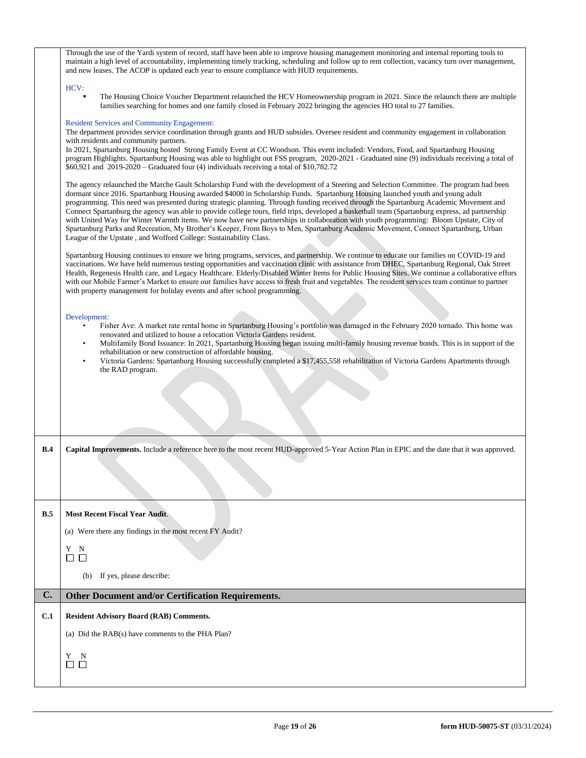Through the use of the Yardi system of record, staff have been able to improve housing management monitoring and internal reporting tools to maintain a high level of accountability, implementing timely tracking, scheduling and follow up to rent collection, vacancy turn over management, and new leases. The ACOP is updated each year to ensure compliance with HUD requirements.

HCV:

- The Housing Choice Voucher Department relaunched the HCV Homeownership program in 2021. Since the relaunch there are multiple families searching for homes and one family closed in February 2022 bringing the agencies HO total to 27 families.

Resident Services and Community Engagement:

The department provides service coordination through grants and HUD subsides. Oversee resident and community engagement in collaboration with residents and community partners.

In 2021, Spartanburg Housing hosted Strong Family Event at CC Woodson. This event included: Vendors, Food, and Spartanburg Housing program Highlights. Spartanburg Housing was able to highlight out FSS program, 2020-2021 - Graduated nine (9) individuals receiving a total of $60,921 and 2019-2020 – Graduated four (4) individuals receiving a total of $10,782.72

The agency relaunched the Marche Gault Scholarship Fund with the development of a Steering and Selection Committee. The program had been dormant since 2016. Spartanburg Housing awarded $4000 in Scholarship Funds. Spartanburg Housing launched youth and young adult programming. This need was presented during strategic planning. Through funding received through the Spartanburg Academic Movement and Connect Spartanburg the agency was able to provide college tours, field trips, developed a basketball team (Spartanburg express, ad partnership with United Way for Winter Warmth items. We now have new partnerships in collaboration with youth programming: Bloom Upstate, City of Spartanburg Parks and Recreation, My Brother's Keeper, From Boys to Men, Spartanburg Academic Movement, Connect Spartanburg, Urban League of the Upstate , and Wofford College: Sustainability Class.

Spartanburg Housing continues to ensure we bring programs, services, and partnership. We continue to educate our families on COVID-19 and vaccinations. We have held numerous testing opportunities and vaccination clinic with assistance from DHEC, Spartanburg Regional, Oak Street Health, Regenesis Health care, and Legacy Healthcare. Elderly/Disabled Winter Items for Public Housing Sites. We continue a collaborative effors with our Mobile Farmer's Market to ensure our families have access to fresh fruit and vegetables. The resident services team continue to partner with property management for holiday events and after school programming.

Development:

- Fisher Ave: A market rate rental home in Spartanburg Housing's portfolio was damaged in the February 2020 tornado. This home was renovated and utilized to house a relocation Victoria Gardens resident.
- Multifamily Bond Issuance: In 2021, Spartanburg Housing began issuing multi-family housing revenue bonds. This is in support of the rehabilitation or new construction of affordable housing.
- Victoria Gardens: Spartanburg Housing successfully completed a $17,455,558 rehabilitation of Victoria Gardens Apartments through the RAD program.

**B.4** **Capital Improvements.** Include a reference here to the most recent HUD-approved 5-Year Action Plan in EPIC and the date that it was approved.

**B.5** **Most Recent Fiscal Year Audit.**

(a) Were there any findings in the most recent FY Audit?

Y N
☐ ☐

(b) If yes, please describe:

## C. Other Document and/or Certification Requirements.

**C.1** **Resident Advisory Board (RAB) Comments.**

(a) Did the RAB(s) have comments to the PHA Plan?

Y N
☐ ☐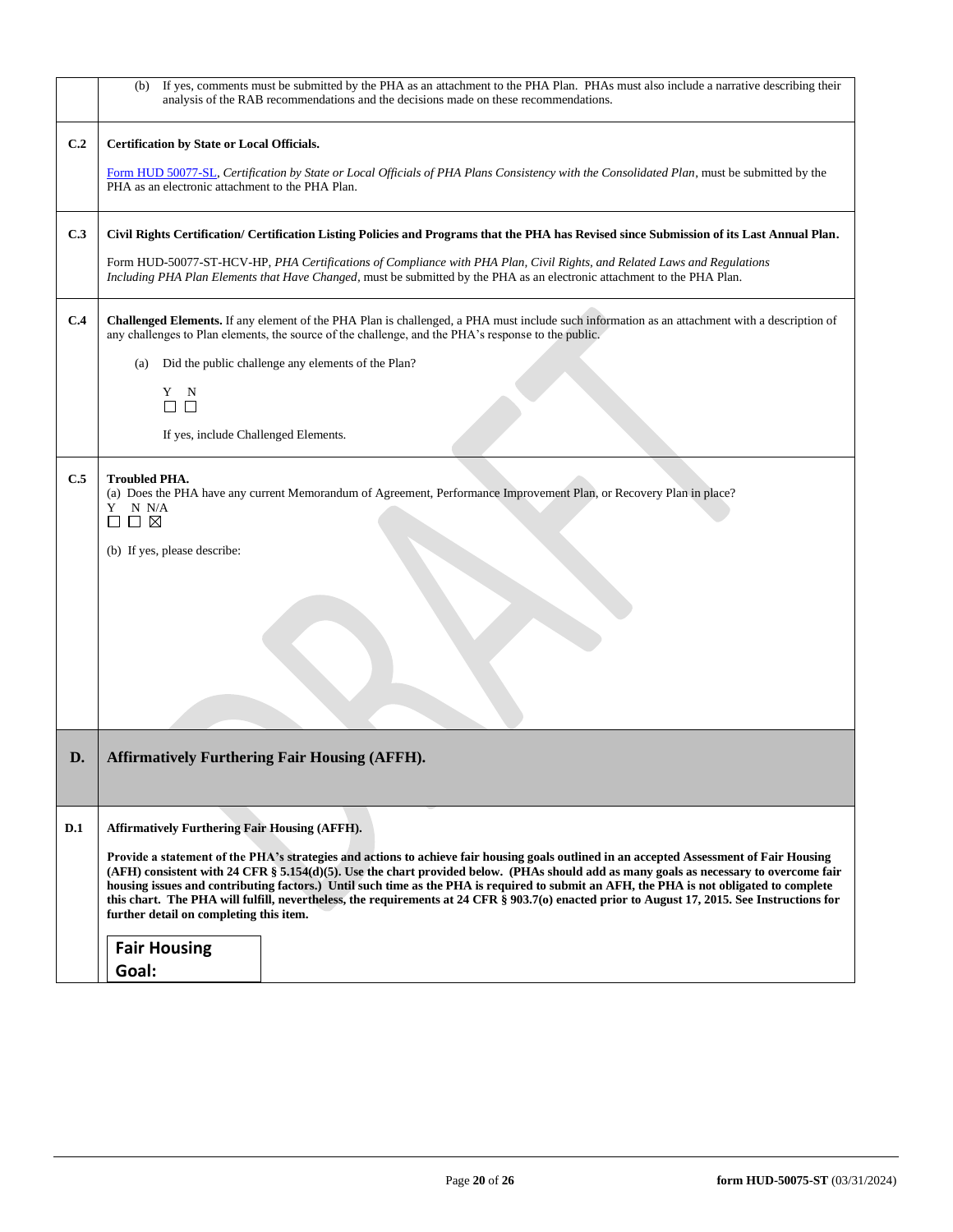| | |
|---|---|
| | (b) If yes, comments must be submitted by the PHA as an attachment to the PHA Plan. PHAs must also include a narrative describing their analysis of the RAB recommendations and the decisions made on these recommendations. |
| **C.2** | **Certification by State or Local Officials.**<br><br>Form HUD 50077-SL, *Certification by State or Local Officials of PHA Plans Consistency with the Consolidated Plan*, must be submitted by the PHA as an electronic attachment to the PHA Plan. |
| **C.3** | **Civil Rights Certification/ Certification Listing Policies and Programs that the PHA has Revised since Submission of its Last Annual Plan.**<br><br>Form HUD-50077-ST-HCV-HP, *PHA Certifications of Compliance with PHA Plan, Civil Rights, and Related Laws and Regulations Including PHA Plan Elements that Have Changed*, must be submitted by the PHA as an electronic attachment to the PHA Plan. |
| **C.4** | **Challenged Elements.** If any element of the PHA Plan is challenged, a PHA must include such information as an attachment with a description of any challenges to Plan elements, the source of the challenge, and the PHA's response to the public.<br><br>(a) Did the public challenge any elements of the Plan?<br><br>Y N<br>☐ ☐<br><br>If yes, include Challenged Elements. |
| **C.5** | **Troubled PHA.**<br>(a) Does the PHA have any current Memorandum of Agreement, Performance Improvement Plan, or Recovery Plan in place?<br>Y N N/A<br>☐ ☐ ☒<br><br>(b) If yes, please describe: |
| **D.** | **Affirmatively Furthering Fair Housing (AFFH).** |
| **D.1** | **Affirmatively Furthering Fair Housing (AFFH).**<br><br>**Provide a statement of the PHA's strategies and actions to achieve fair housing goals outlined in an accepted Assessment of Fair Housing (AFFH) consistent with 24 CFR § 5.154(d)(5). Use the chart provided below. (PHAs should add as many goals as necessary to overcome fair housing issues and contributing factors.) Until such time as the PHA is required to submit an AFH, the PHA is not obligated to complete this chart. The PHA will fulfill, nevertheless, the requirements at 24 CFR § 903.7(o) enacted prior to August 17, 2015. See Instructions for further detail on completing this item.**<br><br>**Fair Housing Goal:** |

form HUD-50075-ST (03/31/2024)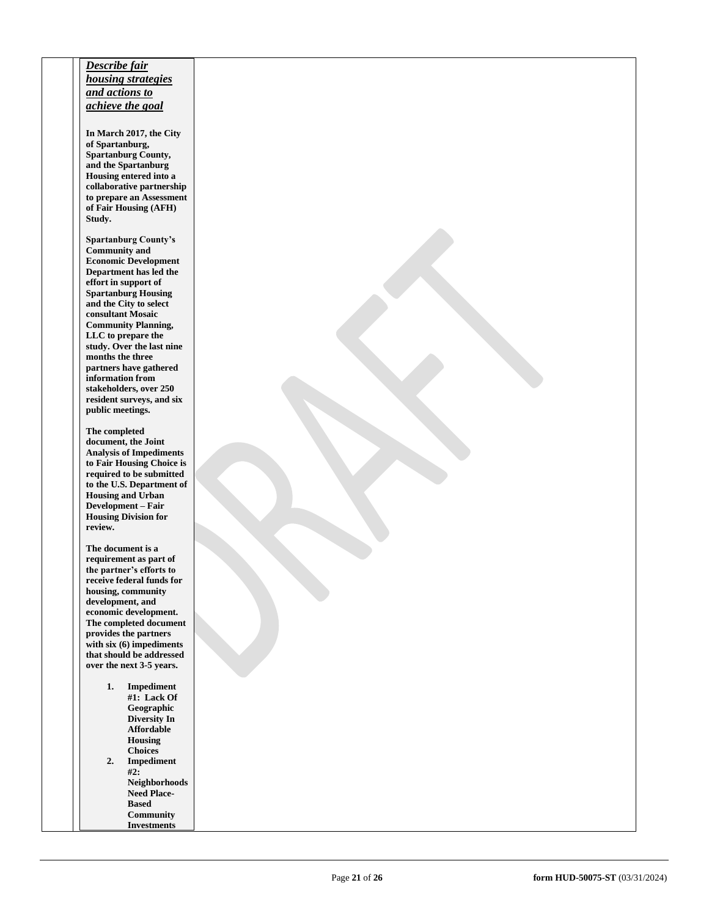***Describe fair housing strategies and actions to achieve the goal***

**In March 2017, the City of Spartanburg, Spartanburg County, and the Spartanburg Housing entered into a collaborative partnership to prepare an Assessment of Fair Housing (AFH) Study.**

**Spartanburg County's Community and Economic Development Department has led the effort in support of Spartanburg Housing and the City to select consultant Mosaic Community Planning, LLC to prepare the study. Over the last nine months the three partners have gathered information from stakeholders, over 250 resident surveys, and six public meetings.**

**The completed document, the Joint Analysis of Impediments to Fair Housing Choice is required to be submitted to the U.S. Department of Housing and Urban Development – Fair Housing Division for review.**

**The document is a requirement as part of the partner's efforts to receive federal funds for housing, community development, and economic development. The completed document provides the partners with six (6) impediments that should be addressed over the next 3-5 years.**

1. **Impediment #1: Lack Of Geographic Diversity In Affordable Housing Choices**
2. **Impediment #2: Neighborhoods Need Place-Based Community Investments**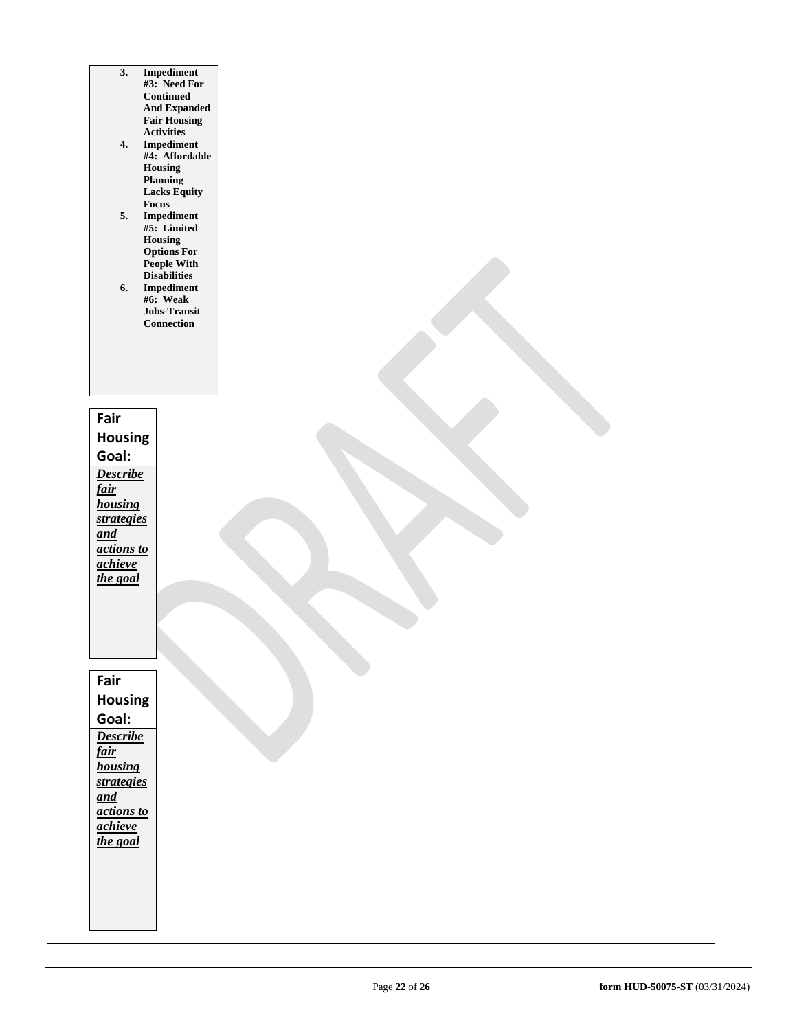3. **Impediment #3: Need For Continued And Expanded Fair Housing Activities**
4. **Impediment #4: Affordable Housing Planning Lacks Equity Focus**
5. **Impediment #5: Limited Housing Options For People With Disabilities**
6. **Impediment #6: Weak Jobs-Transit Connection**

**Fair Housing Goal:**

***Describe fair housing strategies and actions to achieve the goal***

**Fair Housing Goal:**

***Describe fair housing strategies and actions to achieve the goal***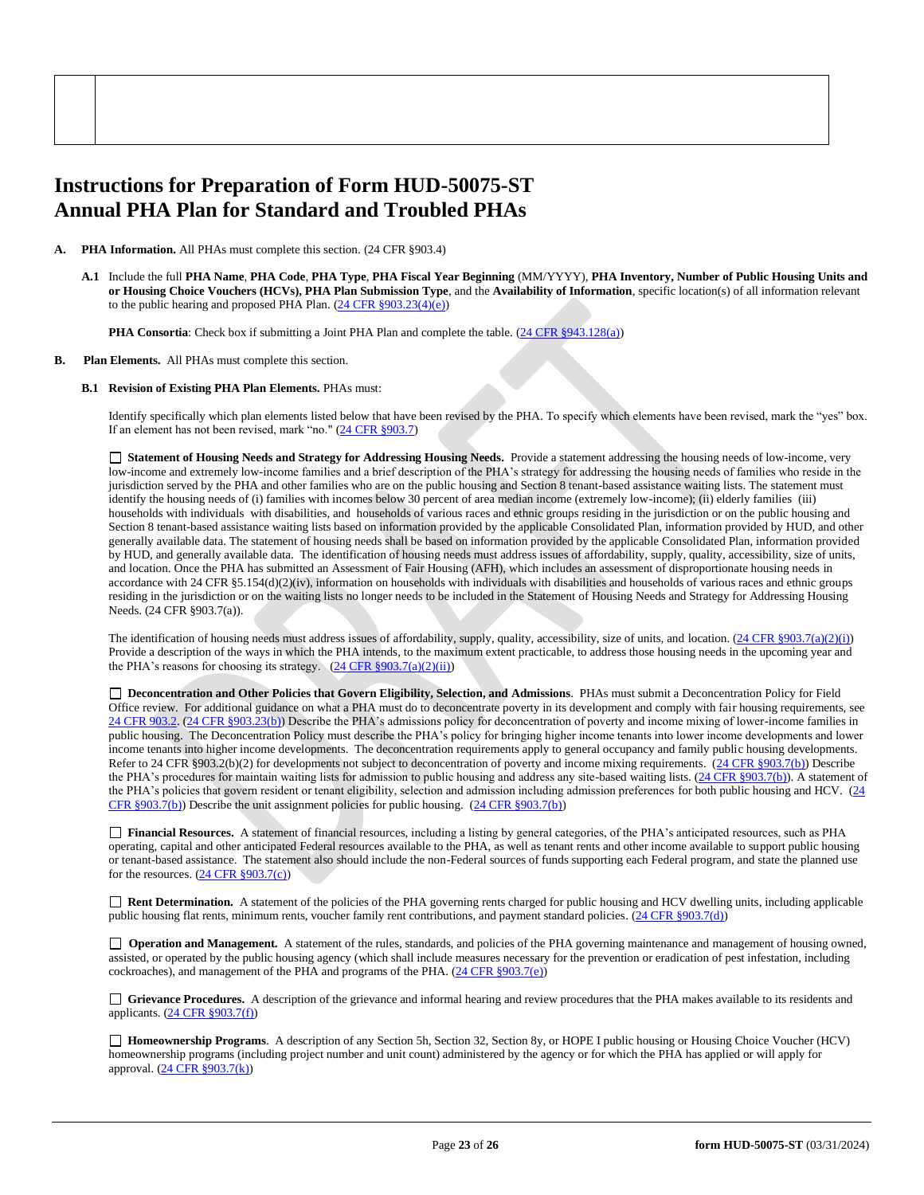# Instructions for Preparation of Form HUD-50075-ST Annual PHA Plan for Standard and Troubled PHAs

**A. PHA Information.** All PHAs must complete this section. (24 CFR §903.4)

**A.1** Include the full **PHA Name**, **PHA Code**, **PHA Type**, **PHA Fiscal Year Beginning** (MM/YYYY), **PHA Inventory, Number of Public Housing Units and or Housing Choice Vouchers (HCVs), PHA Plan Submission Type**, and the **Availability of Information**, specific location(s) of all information relevant to the public hearing and proposed PHA Plan. (24 CFR §903.23(4)(e))

**PHA Consortia**: Check box if submitting a Joint PHA Plan and complete the table. (24 CFR §943.128(a))

**B. Plan Elements.** All PHAs must complete this section.

**B.1 Revision of Existing PHA Plan Elements.** PHAs must:

Identify specifically which plan elements listed below that have been revised by the PHA. To specify which elements have been revised, mark the "yes" box. If an element has not been revised, mark "no." (24 CFR §903.7)

☐ **Statement of Housing Needs and Strategy for Addressing Housing Needs.** Provide a statement addressing the housing needs of low-income, very low-income and extremely low-income families and a brief description of the PHA's strategy for addressing the housing needs of families who reside in the jurisdiction served by the PHA and other families who are on the public housing and Section 8 tenant-based assistance waiting lists. The statement must identify the housing needs of (i) families with incomes below 30 percent of area median income (extremely low-income); (ii) elderly families (iii) households with individuals with disabilities, and households of various races and ethnic groups residing in the jurisdiction or on the public housing and Section 8 tenant-based assistance waiting lists based on information provided by the applicable Consolidated Plan, information provided by HUD, and other generally available data. The statement of housing needs shall be based on information provided by the applicable Consolidated Plan, information provided by HUD, and generally available data. The identification of housing needs must address issues of affordability, supply, quality, accessibility, size of units, and location. Once the PHA has submitted an Assessment of Fair Housing (AFH), which includes an assessment of disproportionate housing needs in accordance with 24 CFR §5.154(d)(2)(iv), information on households with individuals with disabilities and households of various races and ethnic groups residing in the jurisdiction or on the waiting lists no longer needs to be included in the Statement of Housing Needs and Strategy for Addressing Housing Needs. (24 CFR §903.7(a)).

The identification of housing needs must address issues of affordability, supply, quality, accessibility, size of units, and location. (24 CFR §903.7(a)(2)(i)) Provide a description of the ways in which the PHA intends, to the maximum extent practicable, to address those housing needs in the upcoming year and the PHA's reasons for choosing its strategy. (24 CFR §903.7(a)(2)(ii))

☐ **Deconcentration and Other Policies that Govern Eligibility, Selection, and Admissions**. PHAs must submit a Deconcentration Policy for Field Office review. For additional guidance on what a PHA must do to deconcentrate poverty in its development and comply with fair housing requirements, see 24 CFR 903.2. (24 CFR §903.23(b)) Describe the PHA's admissions policy for deconcentration of poverty and income mixing of lower-income families in public housing. The Deconcentration Policy must describe the PHA's policy for bringing higher income tenants into lower income developments and lower income tenants into higher income developments. The deconcentration requirements apply to general occupancy and family public housing developments. Refer to 24 CFR §903.2(b)(2) for developments not subject to deconcentration of poverty and income mixing requirements. (24 CFR §903.7(b)) Describe the PHA's procedures for maintain waiting lists for admission to public housing and address any site-based waiting lists. (24 CFR §903.7(b)). A statement of the PHA's policies that govern resident or tenant eligibility, selection and admission including admission preferences for both public housing and HCV. (24 CFR §903.7(b)) Describe the unit assignment policies for public housing. (24 CFR §903.7(b))

☐ **Financial Resources.** A statement of financial resources, including a listing by general categories, of the PHA's anticipated resources, such as PHA operating, capital and other anticipated Federal resources available to the PHA, as well as tenant rents and other income available to support public housing or tenant-based assistance. The statement also should include the non-Federal sources of funds supporting each Federal program, and state the planned use for the resources. (24 CFR §903.7(c))

☐ **Rent Determination.** A statement of the policies of the PHA governing rents charged for public housing and HCV dwelling units, including applicable public housing flat rents, minimum rents, voucher family rent contributions, and payment standard policies. (24 CFR §903.7(d))

☐ **Operation and Management.** A statement of the rules, standards, and policies of the PHA governing maintenance and management of housing owned, assisted, or operated by the public housing agency (which shall include measures necessary for the prevention or eradication of pest infestation, including cockroaches), and management of the PHA and programs of the PHA. (24 CFR §903.7(e))

☐ **Grievance Procedures.** A description of the grievance and informal hearing and review procedures that the PHA makes available to its residents and applicants. (24 CFR §903.7(f))

☐ **Homeownership Programs**. A description of any Section 5h, Section 32, Section 8y, or HOPE I public housing or Housing Choice Voucher (HCV) homeownership programs (including project number and unit count) administered by the agency or for which the PHA has applied or will apply for approval. (24 CFR §903.7(k))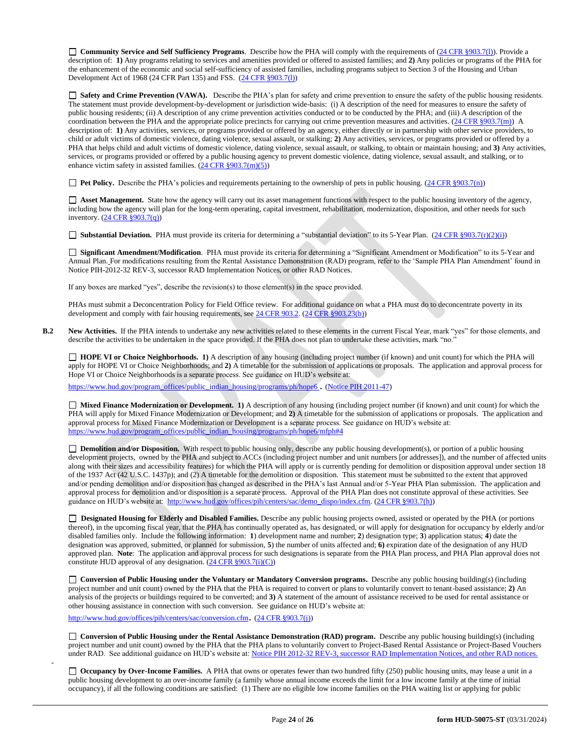☐ **Community Service and Self Sufficiency Programs**. Describe how the PHA will comply with the requirements of (24 CFR §903.7(l)). Provide a description of: **1)** Any programs relating to services and amenities provided or offered to assisted families; and **2)** Any policies or programs of the PHA for the enhancement of the economic and social self-sufficiency of assisted families, including programs subject to Section 3 of the Housing and Urban Development Act of 1968 (24 CFR Part 135) and FSS. (24 CFR §903.7(l))

☐ **Safety and Crime Prevention (VAWA).** Describe the PHA's plan for safety and crime prevention to ensure the safety of the public housing residents. The statement must provide development-by-development or jurisdiction wide-basis: (i) A description of the need for measures to ensure the safety of public housing residents; (ii) A description of any crime prevention activities conducted or to be conducted by the PHA; and (iii) A description of the coordination between the PHA and the appropriate police precincts for carrying out crime prevention measures and activities. (24 CFR §903.7(m)) A description of: **1)** Any activities, services, or programs provided or offered by an agency, either directly or in partnership with other service providers, to child or adult victims of domestic violence, dating violence, sexual assault, or stalking; **2)** Any activities, services, or programs provided or offered by a PHA that helps child and adult victims of domestic violence, dating violence, sexual assault, or stalking, to obtain or maintain housing; and **3)** Any activities, services, or programs provided or offered by a public housing agency to prevent domestic violence, dating violence, sexual assault, and stalking, or to enhance victim safety in assisted families. (24 CFR §903.7(m)(5))

☐ **Pet Policy.** Describe the PHA's policies and requirements pertaining to the ownership of pets in public housing. (24 CFR §903.7(n))

☐ **Asset Management.** State how the agency will carry out its asset management functions with respect to the public housing inventory of the agency, including how the agency will plan for the long-term operating, capital investment, rehabilitation, modernization, disposition, and other needs for such inventory. (24 CFR §903.7(q))

☐ **Substantial Deviation.** PHA must provide its criteria for determining a "substantial deviation" to its 5-Year Plan. (24 CFR §903.7(r)(2)(i))

☐ **Significant Amendment/Modification**. PHA must provide its criteria for determining a "Significant Amendment or Modification" to its 5-Year and Annual Plan. For modifications resulting from the Rental Assistance Demonstration (RAD) program, refer to the 'Sample PHA Plan Amendment' found in Notice PIH-2012-32 REV-3, successor RAD Implementation Notices, or other RAD Notices.

If any boxes are marked "yes", describe the revision(s) to those element(s) in the space provided.

PHAs must submit a Deconcentration Policy for Field Office review. For additional guidance on what a PHA must do to deconcentrate poverty in its development and comply with fair housing requirements, see 24 CFR 903.2. (24 CFR §903.23(b))

**B.2** **New Activities.** If the PHA intends to undertake any new activities related to these elements in the current Fiscal Year, mark "yes" for those elements, and describe the activities to be undertaken in the space provided. If the PHA does not plan to undertake these activities, mark "no."

☐ **HOPE VI or Choice Neighborhoods. 1)** A description of any housing (including project number (if known) and unit count) for which the PHA will apply for HOPE VI or Choice Neighborhoods; and **2)** A timetable for the submission of applications or proposals. The application and approval process for Hope VI or Choice Neighborhoods is a separate process. See guidance on HUD's website at:

https://www.hud.gov/program_offices/public_indian_housing/programs/ph/hope6 . (Notice PIH 2011-47)

☐ **Mixed Finance Modernization or Development. 1)** A description of any housing (including project number (if known) and unit count) for which the PHA will apply for Mixed Finance Modernization or Development; and **2)** A timetable for the submission of applications or proposals. The application and approval process for Mixed Finance Modernization or Development is a separate process. See guidance on HUD's website at: https://www.hud.gov/program_offices/public_indian_housing/programs/ph/hope6/mfph#4

☐ **Demolition and/or Disposition.** With respect to public housing only, describe any public housing development(s), or portion of a public housing development projects, owned by the PHA and subject to ACCs (including project number and unit numbers [or addresses]), and the number of affected units along with their sizes and accessibility features) for which the PHA will apply or is currently pending for demolition or disposition approval under section 18 of the 1937 Act (42 U.S.C. 1437p); and (2) A timetable for the demolition or disposition. This statement must be submitted to the extent that approved and/or pending demolition and/or disposition has changed as described in the PHA's last Annual and/or 5-Year PHA Plan submission. The application and approval process for demolition and/or disposition is a separate process. Approval of the PHA Plan does not constitute approval of these activities. See guidance on HUD's website at: http://www.hud.gov/offices/pih/centers/sac/demo_dispo/index.cfm. (24 CFR §903.7(h))

☐ **Designated Housing for Elderly and Disabled Families.** Describe any public housing projects owned, assisted or operated by the PHA (or portions thereof), in the upcoming fiscal year, that the PHA has continually operated as, has designated, or will apply for designation for occupancy by elderly and/or disabled families only. Include the following information: **1**) development name and number; **2**) designation type; **3**) application status; **4**) date the designation was approved, submitted, or planned for submission, **5**) the number of units affected and; **6)** expiration date of the designation of any HUD approved plan. **Note**: The application and approval process for such designations is separate from the PHA Plan process, and PHA Plan approval does not constitute HUD approval of any designation. (24 CFR §903.7(i)(C))

☐ **Conversion of Public Housing under the Voluntary or Mandatory Conversion programs.** Describe any public housing building(s) (including project number and unit count) owned by the PHA that the PHA is required to convert or plans to voluntarily convert to tenant-based assistance; **2)** An analysis of the projects or buildings required to be converted; and **3)** A statement of the amount of assistance received to be used for rental assistance or other housing assistance in connection with such conversion. See guidance on HUD's website at:

http://www.hud.gov/offices/pih/centers/sac/conversion.cfm. (24 CFR §903.7(j))

☐ **Conversion of Public Housing under the Rental Assistance Demonstration (RAD) program.** Describe any public housing building(s) (including project number and unit count) owned by the PHA that the PHA plans to voluntarily convert to Project-Based Rental Assistance or Project-Based Vouchers under RAD. See additional guidance on HUD's website at: Notice PIH 2012-32 REV-3, successor RAD Implementation Notices, and other RAD notices.

☐ **Occupancy by Over-Income Families.** A PHA that owns or operates fewer than two hundred fifty (250) public housing units, may lease a unit in a public housing development to an over-income family (a family whose annual income exceeds the limit for a low income family at the time of initial occupancy), if all the following conditions are satisfied: (1) There are no eligible low income families on the PHA waiting list or applying for public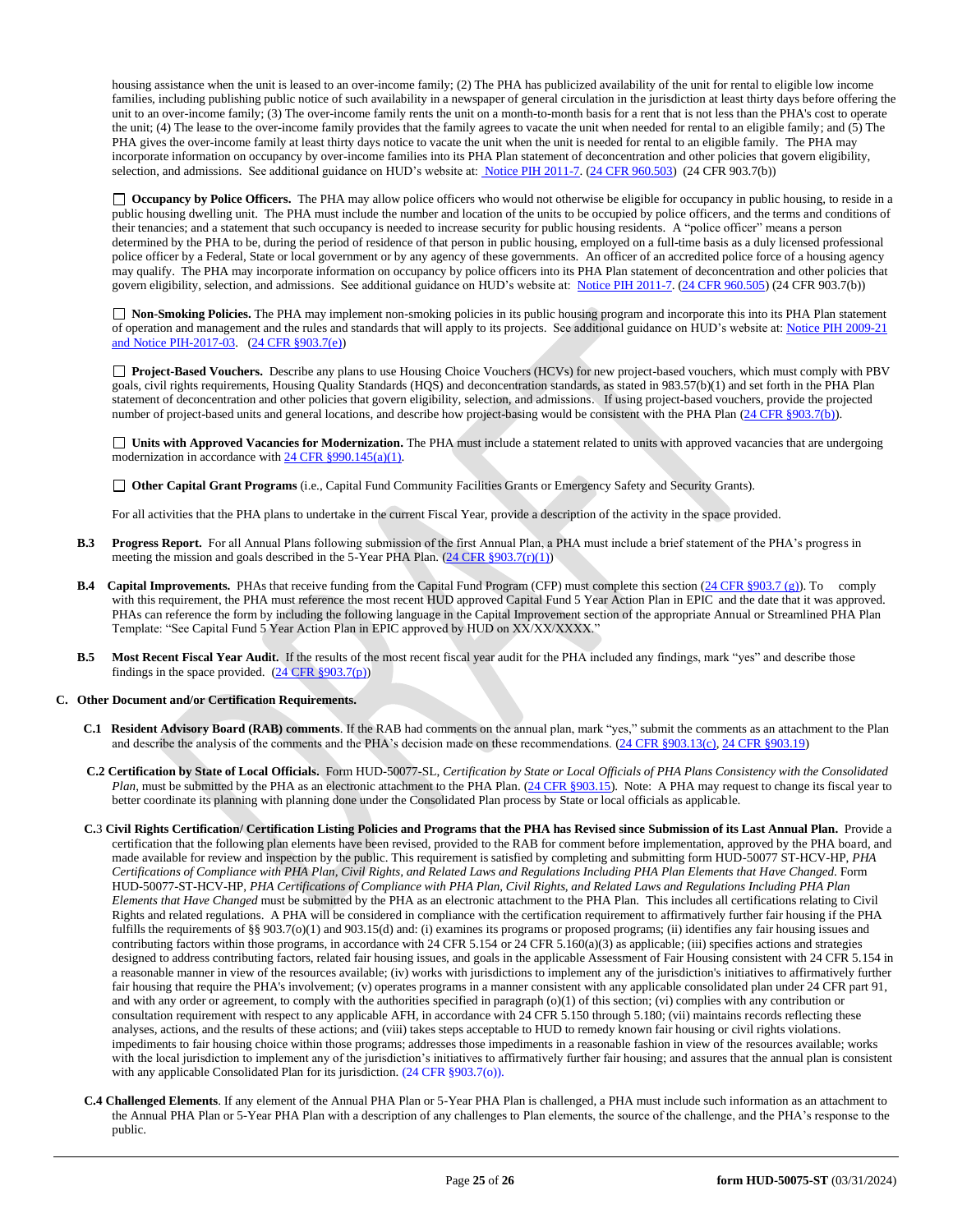housing assistance when the unit is leased to an over-income family; (2) The PHA has publicized availability of the unit for rental to eligible low income families, including publishing public notice of such availability in a newspaper of general circulation in the jurisdiction at least thirty days before offering the unit to an over-income family; (3) The over-income family rents the unit on a month-to-month basis for a rent that is not less than the PHA's cost to operate the unit; (4) The lease to the over-income family provides that the family agrees to vacate the unit when needed for rental to an eligible family; and (5) The PHA gives the over-income family at least thirty days notice to vacate the unit when the unit is needed for rental to an eligible family. The PHA may incorporate information on occupancy by over-income families into its PHA Plan statement of deconcentration and other policies that govern eligibility, selection, and admissions. See additional guidance on HUD's website at: Notice PIH 2011-7. (24 CFR 960.503) (24 CFR 903.7(b))

☐ **Occupancy by Police Officers.** The PHA may allow police officers who would not otherwise be eligible for occupancy in public housing, to reside in a public housing dwelling unit. The PHA must include the number and location of the units to be occupied by police officers, and the terms and conditions of their tenancies; and a statement that such occupancy is needed to increase security for public housing residents. A "police officer" means a person determined by the PHA to be, during the period of residence of that person in public housing, employed on a full-time basis as a duly licensed professional police officer by a Federal, State or local government or by any agency of these governments. An officer of an accredited police force of a housing agency may qualify. The PHA may incorporate information on occupancy by police officers into its PHA Plan statement of deconcentration and other policies that govern eligibility, selection, and admissions. See additional guidance on HUD's website at: Notice PIH 2011-7. (24 CFR 960.505) (24 CFR 903.7(b))

☐ **Non-Smoking Policies.** The PHA may implement non-smoking policies in its public housing program and incorporate this into its PHA Plan statement of operation and management and the rules and standards that will apply to its projects. See additional guidance on HUD's website at: Notice PIH 2009-21 and Notice PIH-2017-03. (24 CFR §903.7(e))

☐ **Project-Based Vouchers.** Describe any plans to use Housing Choice Vouchers (HCVs) for new project-based vouchers, which must comply with PBV goals, civil rights requirements, Housing Quality Standards (HQS) and deconcentration standards, as stated in 983.57(b)(1) and set forth in the PHA Plan statement of deconcentration and other policies that govern eligibility, selection, and admissions. If using project-based vouchers, provide the projected number of project-based units and general locations, and describe how project-basing would be consistent with the PHA Plan (24 CFR §903.7(b)).

☐ **Units with Approved Vacancies for Modernization.** The PHA must include a statement related to units with approved vacancies that are undergoing modernization in accordance with 24 CFR §990.145(a)(1).

☐ **Other Capital Grant Programs** (i.e., Capital Fund Community Facilities Grants or Emergency Safety and Security Grants).

For all activities that the PHA plans to undertake in the current Fiscal Year, provide a description of the activity in the space provided.

**B.3 Progress Report.** For all Annual Plans following submission of the first Annual Plan, a PHA must include a brief statement of the PHA's progress in meeting the mission and goals described in the 5-Year PHA Plan. (24 CFR §903.7(r)(1))

**B.4 Capital Improvements.** PHAs that receive funding from the Capital Fund Program (CFP) must complete this section (24 CFR §903.7 (g)). To comply with this requirement, the PHA must reference the most recent HUD approved Capital Fund 5 Year Action Plan in EPIC and the date that it was approved. PHAs can reference the form by including the following language in the Capital Improvement section of the appropriate Annual or Streamlined PHA Plan Template: "See Capital Fund 5 Year Action Plan in EPIC approved by HUD on XX/XX/XXXX."

**B.5 Most Recent Fiscal Year Audit.** If the results of the most recent fiscal year audit for the PHA included any findings, mark "yes" and describe those findings in the space provided. (24 CFR §903.7(p))

**C. Other Document and/or Certification Requirements.**

**C.1 Resident Advisory Board (RAB) comments**. If the RAB had comments on the annual plan, mark "yes," submit the comments as an attachment to the Plan and describe the analysis of the comments and the PHA's decision made on these recommendations. (24 CFR §903.13(c), 24 CFR §903.19)

**C.2 Certification by State of Local Officials.** Form HUD-50077-SL, *Certification by State or Local Officials of PHA Plans Consistency with the Consolidated Plan*, must be submitted by the PHA as an electronic attachment to the PHA Plan. (24 CFR §903.15). Note: A PHA may request to change its fiscal year to better coordinate its planning with planning done under the Consolidated Plan process by State or local officials as applicable.

**C.3 Civil Rights Certification/ Certification Listing Policies and Programs that the PHA has Revised since Submission of its Last Annual Plan.** Provide a certification that the following plan elements have been revised, provided to the RAB for comment before implementation, approved by the PHA board, and made available for review and inspection by the public. This requirement is satisfied by completing and submitting form HUD-50077 ST-HCV-HP, *PHA Certifications of Compliance with PHA Plan, Civil Rights, and Related Laws and Regulations Including PHA Plan Elements that Have Changed*. Form HUD-50077-ST-HCV-HP, *PHA Certifications of Compliance with PHA Plan, Civil Rights, and Related Laws and Regulations Including PHA Plan Elements that Have Changed* must be submitted by the PHA as an electronic attachment to the PHA Plan. This includes all certifications relating to Civil Rights and related regulations. A PHA will be considered in compliance with the certification requirement to affirmatively further fair housing if the PHA fulfills the requirements of §§ 903.7(o)(1) and 903.15(d) and: (i) examines its programs or proposed programs; (ii) identifies any fair housing issues and contributing factors within those programs, in accordance with 24 CFR 5.154 or 24 CFR 5.160(a)(3) as applicable; (iii) specifies actions and strategies designed to address contributing factors, related fair housing issues, and goals in the applicable Assessment of Fair Housing consistent with 24 CFR 5.154 in a reasonable manner in view of the resources available; (iv) works with jurisdictions to implement any of the jurisdiction's initiatives to affirmatively further fair housing that require the PHA's involvement; (v) operates programs in a manner consistent with any applicable consolidated plan under 24 CFR part 91, and with any order or agreement, to comply with the authorities specified in paragraph (o)(1) of this section; (vi) complies with any contribution or consultation requirement with respect to any applicable AFH, in accordance with 24 CFR 5.150 through 5.180; (vii) maintains records reflecting these analyses, actions, and the results of these actions; and (viii) takes steps acceptable to HUD to remedy known fair housing or civil rights violations. impediments to fair housing choice within those programs; addresses those impediments in a reasonable fashion in view of the resources available; works with the local jurisdiction to implement any of the jurisdiction's initiatives to affirmatively further fair housing; and assures that the annual plan is consistent with any applicable Consolidated Plan for its jurisdiction. (24 CFR §903.7(o)).

**C.4 Challenged Elements**. If any element of the Annual PHA Plan or 5-Year PHA Plan is challenged, a PHA must include such information as an attachment to the Annual PHA Plan or 5-Year PHA Plan with a description of any challenges to Plan elements, the source of the challenge, and the PHA's response to the public.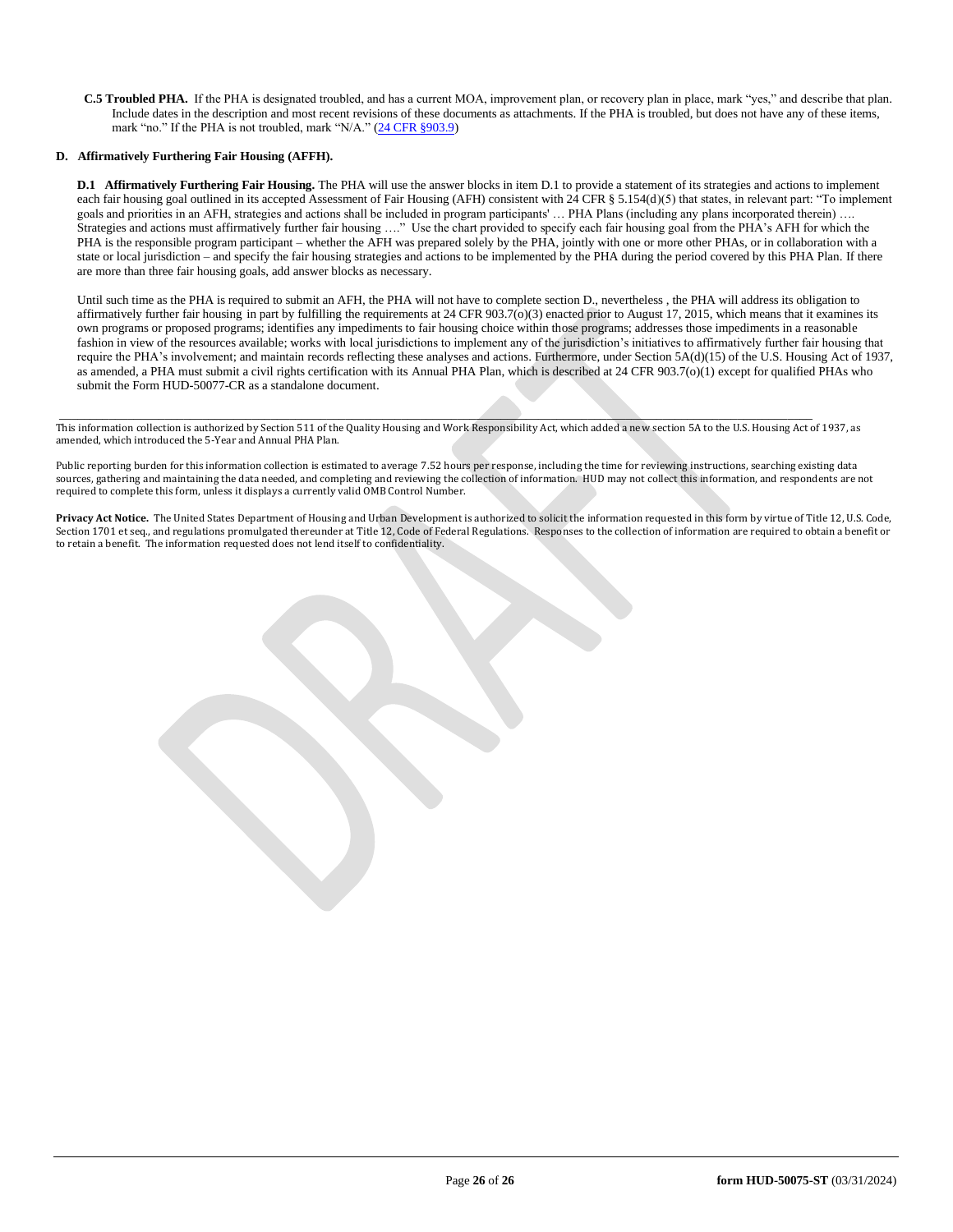**C.5 Troubled PHA.** If the PHA is designated troubled, and has a current MOA, improvement plan, or recovery plan in place, mark "yes," and describe that plan. Include dates in the description and most recent revisions of these documents as attachments. If the PHA is troubled, but does not have any of these items, mark "no." If the PHA is not troubled, mark "N/A." ([24 CFR §903.9](#))

**D. Affirmatively Furthering Fair Housing (AFFH).**

**D.1 Affirmatively Furthering Fair Housing.** The PHA will use the answer blocks in item D.1 to provide a statement of its strategies and actions to implement each fair housing goal outlined in its accepted Assessment of Fair Housing (AFH) consistent with 24 CFR § 5.154(d)(5) that states, in relevant part: "To implement goals and priorities in an AFH, strategies and actions shall be included in program participants' … PHA Plans (including any plans incorporated therein) …. Strategies and actions must affirmatively further fair housing …." Use the chart provided to specify each fair housing goal from the PHA's AFH for which the PHA is the responsible program participant – whether the AFH was prepared solely by the PHA, jointly with one or more other PHAs, or in collaboration with a state or local jurisdiction – and specify the fair housing strategies and actions to be implemented by the PHA during the period covered by this PHA Plan. If there are more than three fair housing goals, add answer blocks as necessary.

Until such time as the PHA is required to submit an AFH, the PHA will not have to complete section D., nevertheless , the PHA will address its obligation to affirmatively further fair housing in part by fulfilling the requirements at 24 CFR 903.7(o)(3) enacted prior to August 17, 2015, which means that it examines its own programs or proposed programs; identifies any impediments to fair housing choice within those programs; addresses those impediments in a reasonable fashion in view of the resources available; works with local jurisdictions to implement any of the jurisdiction's initiatives to affirmatively further fair housing that require the PHA's involvement; and maintain records reflecting these analyses and actions. Furthermore, under Section 5A(d)(15) of the U.S. Housing Act of 1937, as amended, a PHA must submit a civil rights certification with its Annual PHA Plan, which is described at 24 CFR 903.7(o)(1) except for qualified PHAs who submit the Form HUD-50077-CR as a standalone document.

---

This information collection is authorized by Section 511 of the Quality Housing and Work Responsibility Act, which added a new section 5A to the U.S. Housing Act of 1937, as amended, which introduced the 5-Year and Annual PHA Plan.

Public reporting burden for this information collection is estimated to average 7.52 hours per response, including the time for reviewing instructions, searching existing data sources, gathering and maintaining the data needed, and completing and reviewing the collection of information. HUD may not collect this information, and respondents are not required to complete this form, unless it displays a currently valid OMB Control Number.

**Privacy Act Notice.** The United States Department of Housing and Urban Development is authorized to solicit the information requested in this form by virtue of Title 12, U.S. Code, Section 1701 et seq., and regulations promulgated thereunder at Title 12, Code of Federal Regulations. Responses to the collection of information are required to obtain a benefit or to retain a benefit. The information requested does not lend itself to confidentiality.